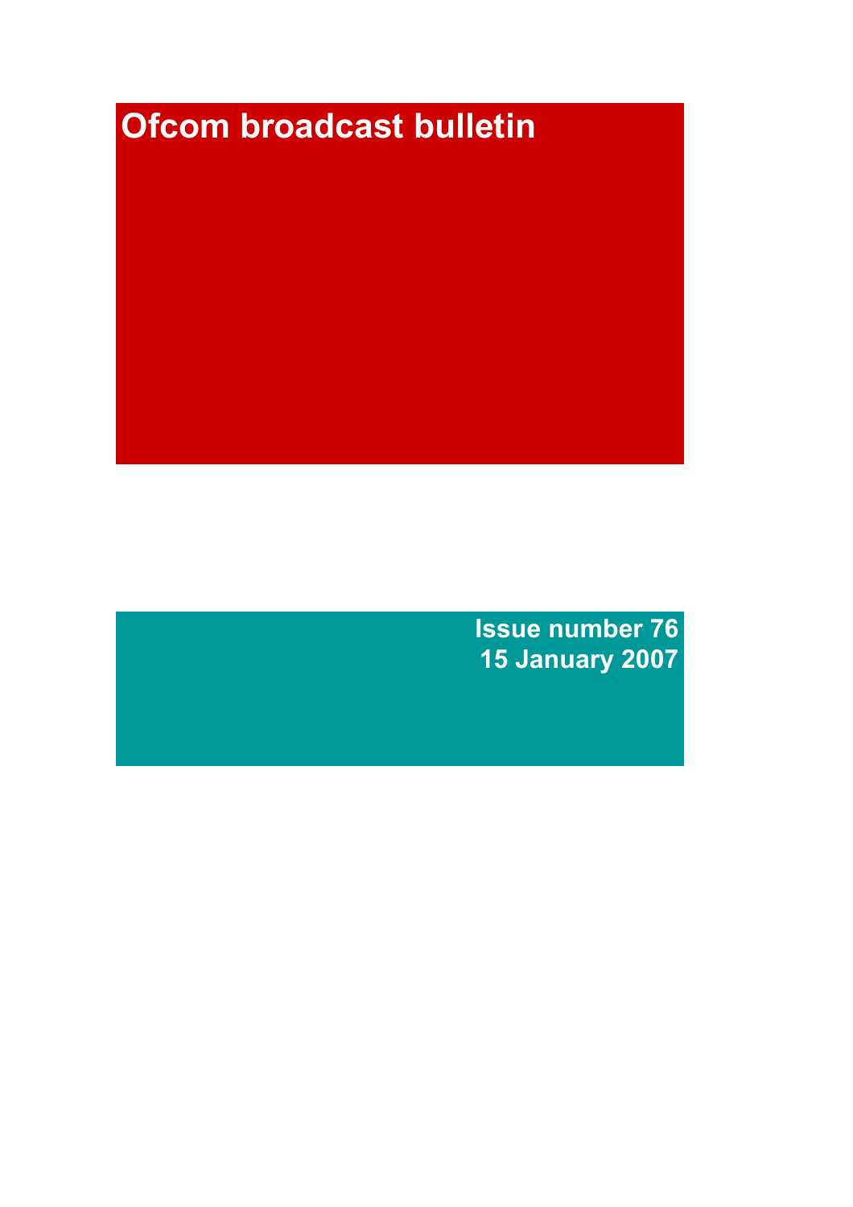# Ofcom broadcast bulletin

Issue number 76
15 January 2007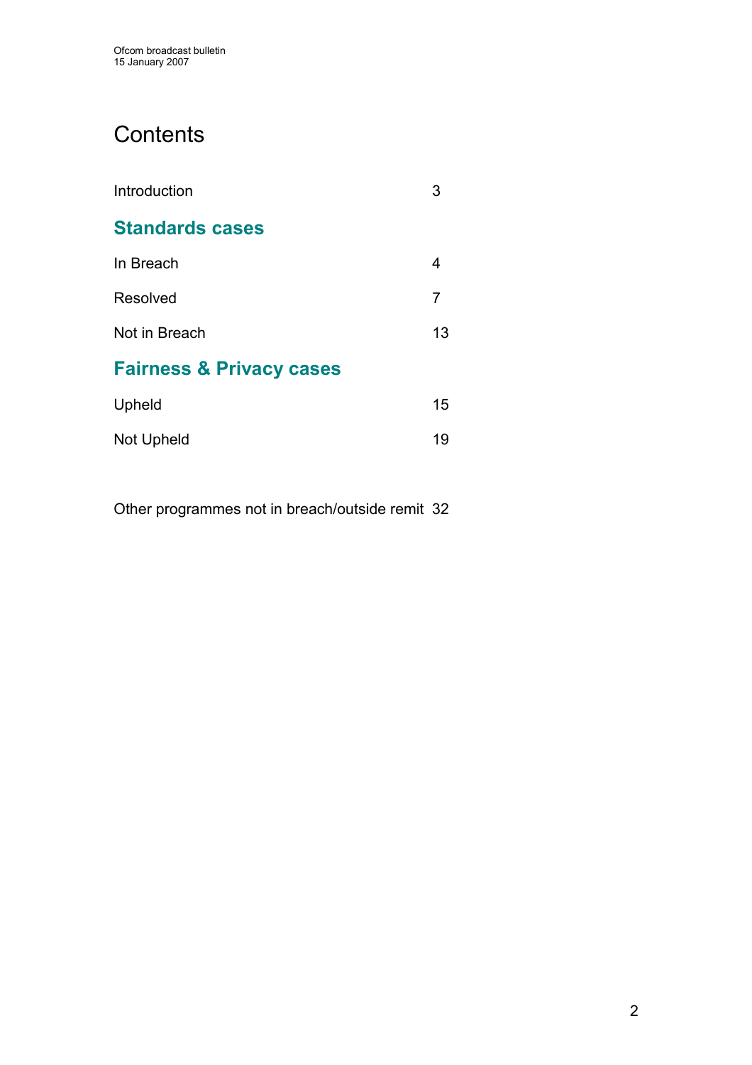# Contents

| | |
|---|---|
| Introduction | 3 |

## Standards cases

| | |
|---|---|
| In Breach | 4 |
| Resolved | 7 |
| Not in Breach | 13 |

## Fairness & Privacy cases

| | |
|---|---|
| Upheld | 15 |
| Not Upheld | 19 |

| | |
|---|---|
| Other programmes not in breach/outside remit | 32 |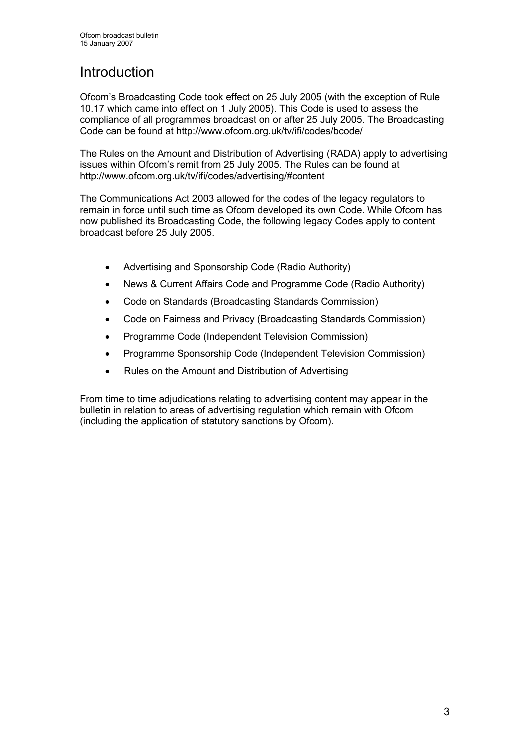# Introduction

Ofcom's Broadcasting Code took effect on 25 July 2005 (with the exception of Rule 10.17 which came into effect on 1 July 2005). This Code is used to assess the compliance of all programmes broadcast on or after 25 July 2005. The Broadcasting Code can be found at http://www.ofcom.org.uk/tv/ifi/codes/bcode/

The Rules on the Amount and Distribution of Advertising (RADA) apply to advertising issues within Ofcom's remit from 25 July 2005. The Rules can be found at http://www.ofcom.org.uk/tv/ifi/codes/advertising/#content

The Communications Act 2003 allowed for the codes of the legacy regulators to remain in force until such time as Ofcom developed its own Code. While Ofcom has now published its Broadcasting Code, the following legacy Codes apply to content broadcast before 25 July 2005.

- Advertising and Sponsorship Code (Radio Authority)
- News & Current Affairs Code and Programme Code (Radio Authority)
- Code on Standards (Broadcasting Standards Commission)
- Code on Fairness and Privacy (Broadcasting Standards Commission)
- Programme Code (Independent Television Commission)
- Programme Sponsorship Code (Independent Television Commission)
- Rules on the Amount and Distribution of Advertising

From time to time adjudications relating to advertising content may appear in the bulletin in relation to areas of advertising regulation which remain with Ofcom (including the application of statutory sanctions by Ofcom).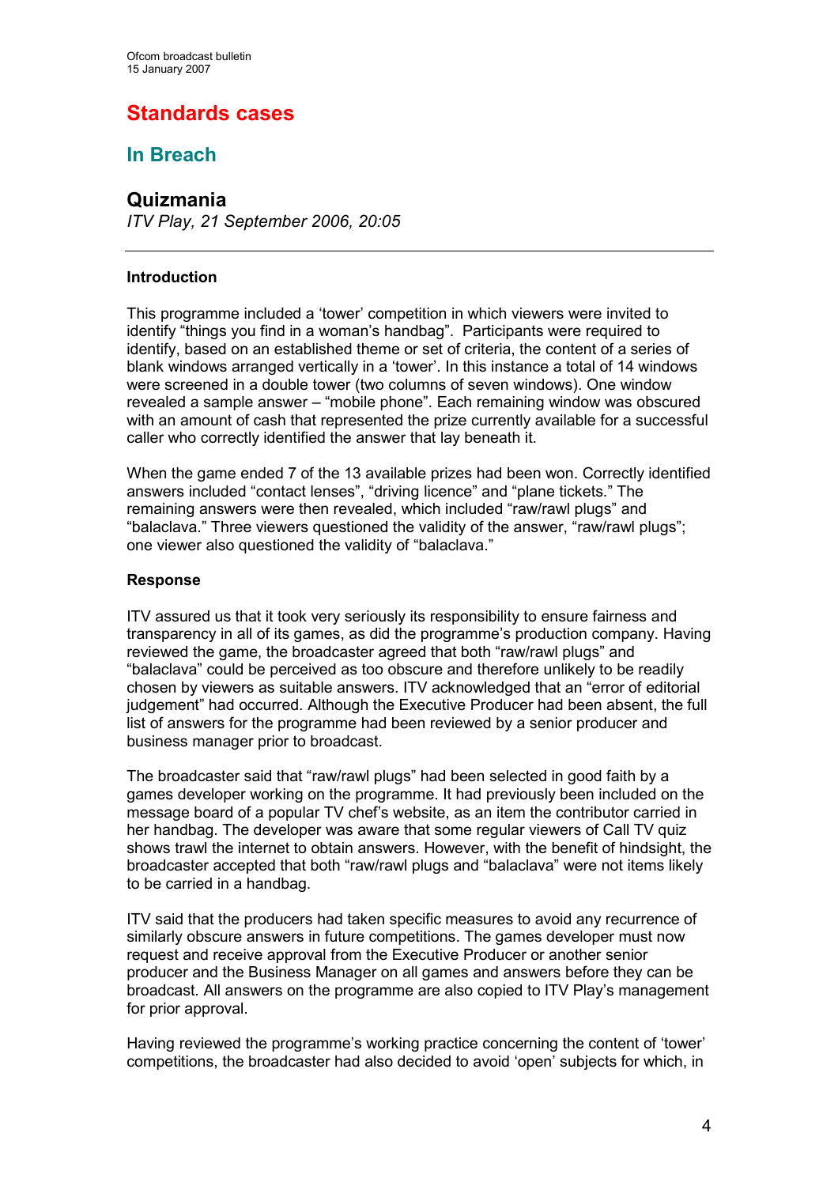# Standards cases

## In Breach

### Quizmania

*ITV Play, 21 September 2006, 20:05*

---

**Introduction**

This programme included a 'tower' competition in which viewers were invited to identify "things you find in a woman's handbag". Participants were required to identify, based on an established theme or set of criteria, the content of a series of blank windows arranged vertically in a 'tower'. In this instance a total of 14 windows were screened in a double tower (two columns of seven windows). One window revealed a sample answer – "mobile phone". Each remaining window was obscured with an amount of cash that represented the prize currently available for a successful caller who correctly identified the answer that lay beneath it.

When the game ended 7 of the 13 available prizes had been won. Correctly identified answers included "contact lenses", "driving licence" and "plane tickets." The remaining answers were then revealed, which included "raw/rawl plugs" and "balaclava." Three viewers questioned the validity of the answer, "raw/rawl plugs"; one viewer also questioned the validity of "balaclava."

**Response**

ITV assured us that it took very seriously its responsibility to ensure fairness and transparency in all of its games, as did the programme's production company. Having reviewed the game, the broadcaster agreed that both "raw/rawl plugs" and "balaclava" could be perceived as too obscure and therefore unlikely to be readily chosen by viewers as suitable answers. ITV acknowledged that an "error of editorial judgement" had occurred. Although the Executive Producer had been absent, the full list of answers for the programme had been reviewed by a senior producer and business manager prior to broadcast.

The broadcaster said that "raw/rawl plugs" had been selected in good faith by a games developer working on the programme. It had previously been included on the message board of a popular TV chef's website, as an item the contributor carried in her handbag. The developer was aware that some regular viewers of Call TV quiz shows trawl the internet to obtain answers. However, with the benefit of hindsight, the broadcaster accepted that both "raw/rawl plugs and "balaclava" were not items likely to be carried in a handbag.

ITV said that the producers had taken specific measures to avoid any recurrence of similarly obscure answers in future competitions. The games developer must now request and receive approval from the Executive Producer or another senior producer and the Business Manager on all games and answers before they can be broadcast. All answers on the programme are also copied to ITV Play's management for prior approval.

Having reviewed the programme's working practice concerning the content of 'tower' competitions, the broadcaster had also decided to avoid 'open' subjects for which, in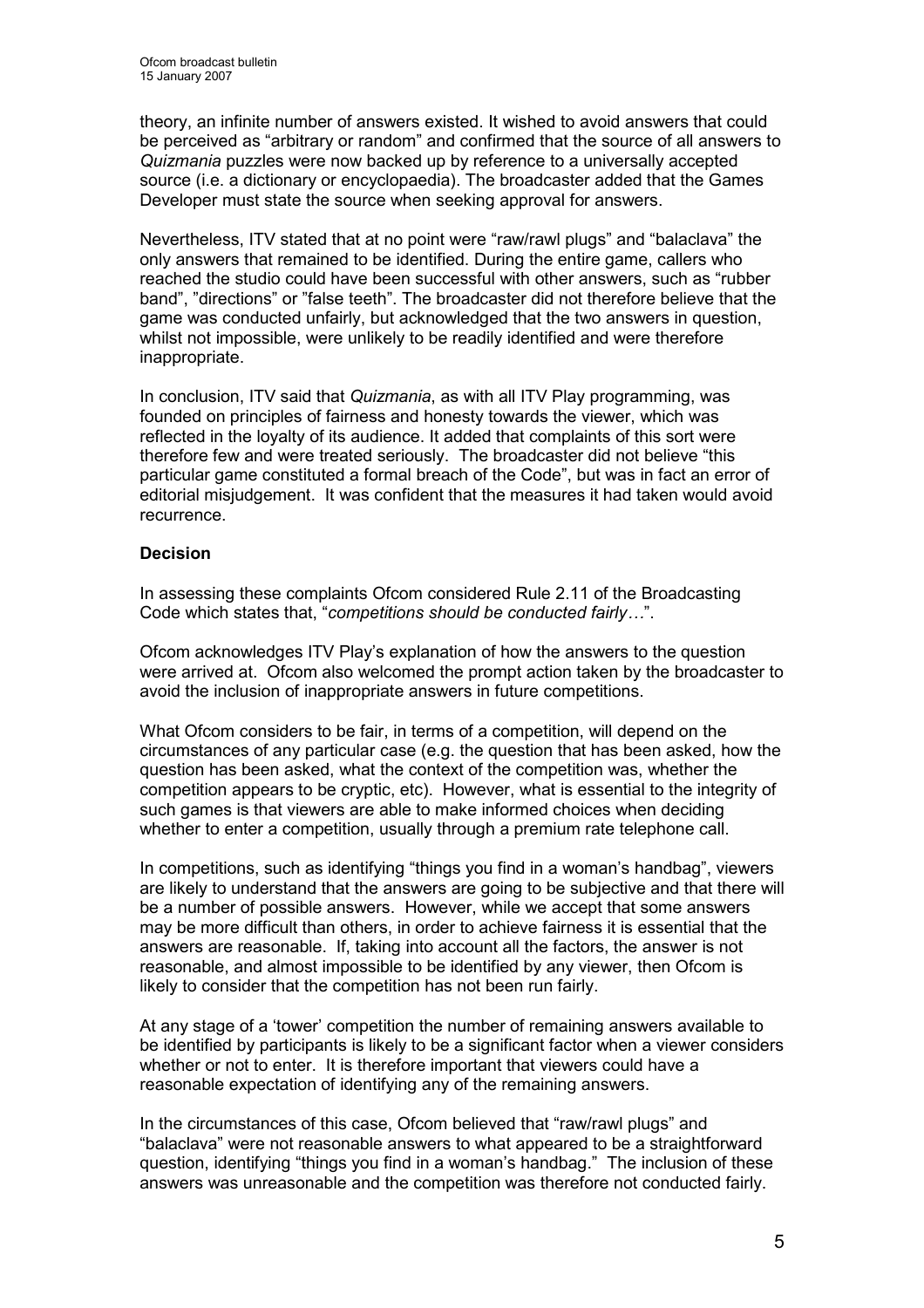theory, an infinite number of answers existed. It wished to avoid answers that could be perceived as "arbitrary or random" and confirmed that the source of all answers to *Quizmania* puzzles were now backed up by reference to a universally accepted source (i.e. a dictionary or encyclopaedia). The broadcaster added that the Games Developer must state the source when seeking approval for answers.

Nevertheless, ITV stated that at no point were "raw/rawl plugs" and "balaclava" the only answers that remained to be identified. During the entire game, callers who reached the studio could have been successful with other answers, such as "rubber band", "directions" or "false teeth". The broadcaster did not therefore believe that the game was conducted unfairly, but acknowledged that the two answers in question, whilst not impossible, were unlikely to be readily identified and were therefore inappropriate.

In conclusion, ITV said that *Quizmania*, as with all ITV Play programming, was founded on principles of fairness and honesty towards the viewer, which was reflected in the loyalty of its audience. It added that complaints of this sort were therefore few and were treated seriously. The broadcaster did not believe "this particular game constituted a formal breach of the Code", but was in fact an error of editorial misjudgement. It was confident that the measures it had taken would avoid recurrence.

**Decision**

In assessing these complaints Ofcom considered Rule 2.11 of the Broadcasting Code which states that, "*competitions should be conducted fairly…*".

Ofcom acknowledges ITV Play's explanation of how the answers to the question were arrived at. Ofcom also welcomed the prompt action taken by the broadcaster to avoid the inclusion of inappropriate answers in future competitions.

What Ofcom considers to be fair, in terms of a competition, will depend on the circumstances of any particular case (e.g. the question that has been asked, how the question has been asked, what the context of the competition was, whether the competition appears to be cryptic, etc). However, what is essential to the integrity of such games is that viewers are able to make informed choices when deciding whether to enter a competition, usually through a premium rate telephone call.

In competitions, such as identifying "things you find in a woman's handbag", viewers are likely to understand that the answers are going to be subjective and that there will be a number of possible answers. However, while we accept that some answers may be more difficult than others, in order to achieve fairness it is essential that the answers are reasonable. If, taking into account all the factors, the answer is not reasonable, and almost impossible to be identified by any viewer, then Ofcom is likely to consider that the competition has not been run fairly.

At any stage of a 'tower' competition the number of remaining answers available to be identified by participants is likely to be a significant factor when a viewer considers whether or not to enter. It is therefore important that viewers could have a reasonable expectation of identifying any of the remaining answers.

In the circumstances of this case, Ofcom believed that "raw/rawl plugs" and "balaclava" were not reasonable answers to what appeared to be a straightforward question, identifying "things you find in a woman's handbag." The inclusion of these answers was unreasonable and the competition was therefore not conducted fairly.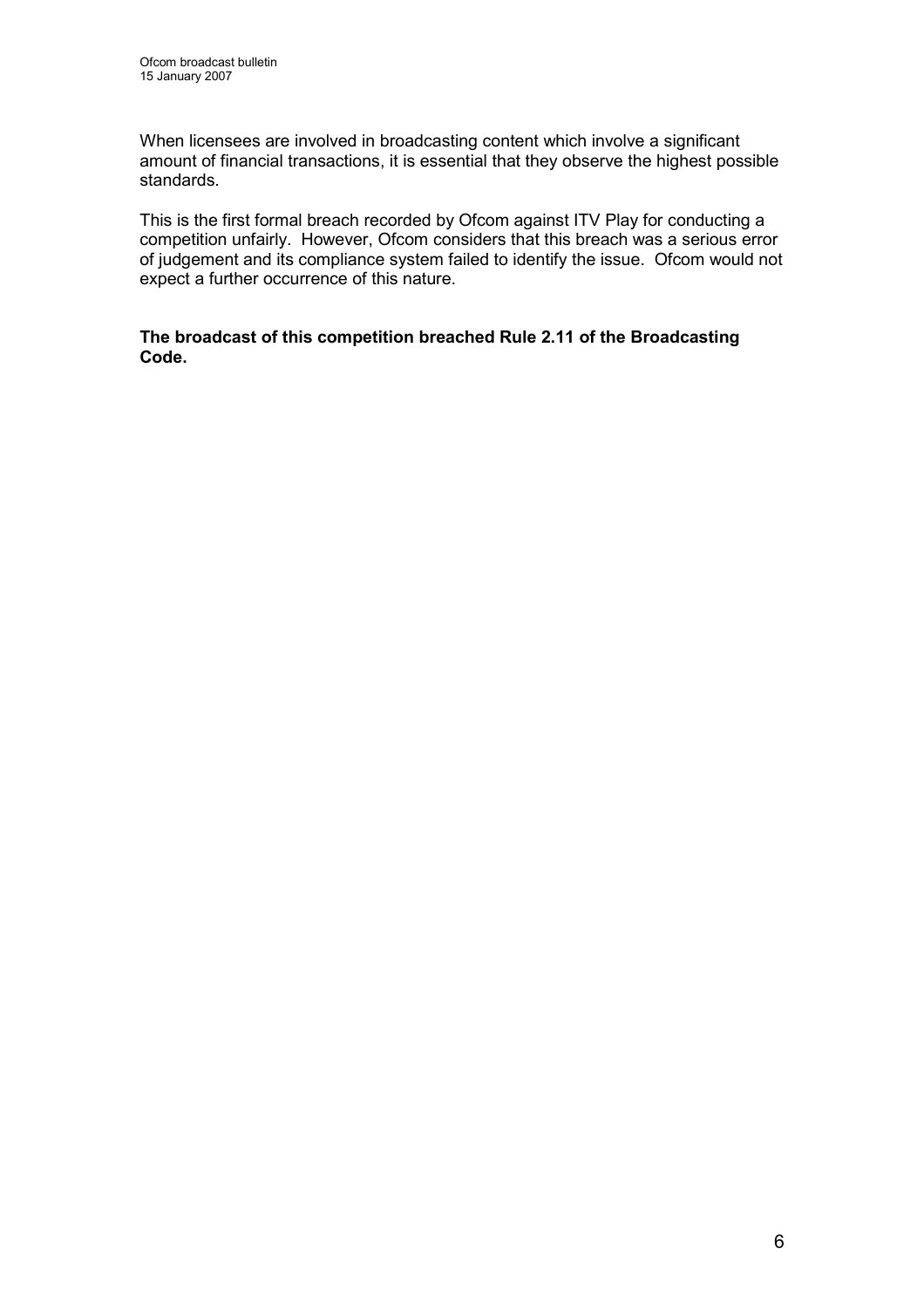When licensees are involved in broadcasting content which involve a significant amount of financial transactions, it is essential that they observe the highest possible standards.

This is the first formal breach recorded by Ofcom against ITV Play for conducting a competition unfairly. However, Ofcom considers that this breach was a serious error of judgement and its compliance system failed to identify the issue. Ofcom would not expect a further occurrence of this nature.

**The broadcast of this competition breached Rule 2.11 of the Broadcasting Code.**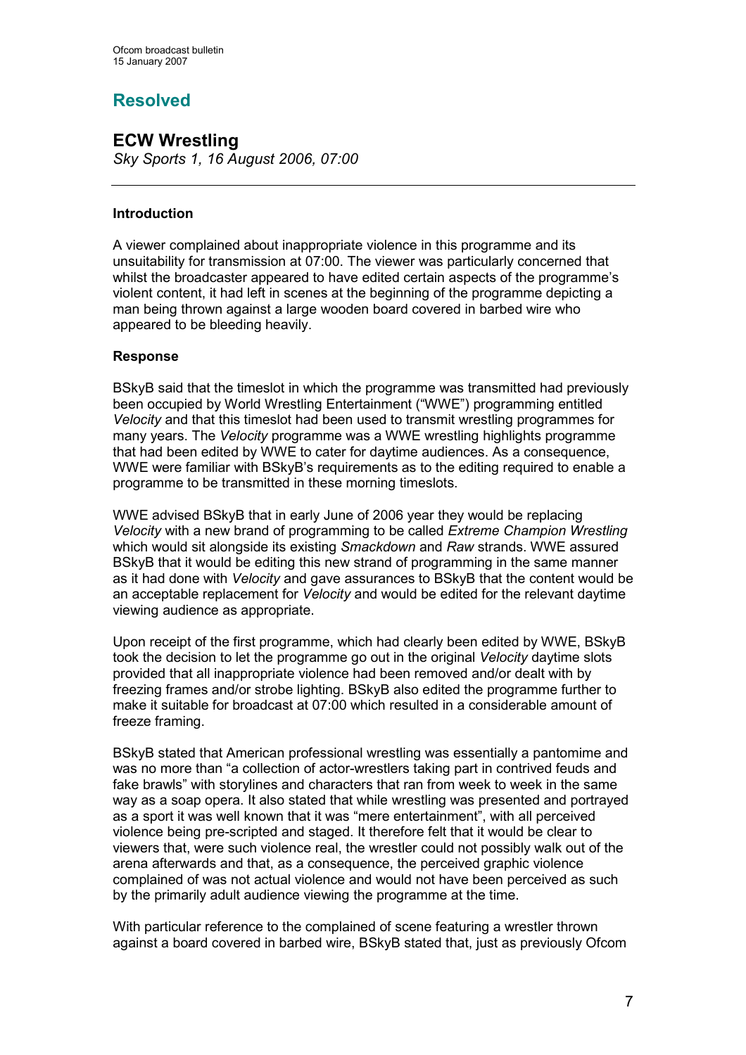# Resolved

## ECW Wrestling

*Sky Sports 1, 16 August 2006, 07:00*

---

### Introduction

A viewer complained about inappropriate violence in this programme and its unsuitability for transmission at 07:00. The viewer was particularly concerned that whilst the broadcaster appeared to have edited certain aspects of the programme's violent content, it had left in scenes at the beginning of the programme depicting a man being thrown against a large wooden board covered in barbed wire who appeared to be bleeding heavily.

### Response

BSkyB said that the timeslot in which the programme was transmitted had previously been occupied by World Wrestling Entertainment ("WWE") programming entitled *Velocity* and that this timeslot had been used to transmit wrestling programmes for many years. The *Velocity* programme was a WWE wrestling highlights programme that had been edited by WWE to cater for daytime audiences. As a consequence, WWE were familiar with BSkyB's requirements as to the editing required to enable a programme to be transmitted in these morning timeslots.

WWE advised BSkyB that in early June of 2006 year they would be replacing *Velocity* with a new brand of programming to be called *Extreme Champion Wrestling* which would sit alongside its existing *Smackdown* and *Raw* strands. WWE assured BSkyB that it would be editing this new strand of programming in the same manner as it had done with *Velocity* and gave assurances to BSkyB that the content would be an acceptable replacement for *Velocity* and would be edited for the relevant daytime viewing audience as appropriate.

Upon receipt of the first programme, which had clearly been edited by WWE, BSkyB took the decision to let the programme go out in the original *Velocity* daytime slots provided that all inappropriate violence had been removed and/or dealt with by freezing frames and/or strobe lighting. BSkyB also edited the programme further to make it suitable for broadcast at 07:00 which resulted in a considerable amount of freeze framing.

BSkyB stated that American professional wrestling was essentially a pantomime and was no more than "a collection of actor-wrestlers taking part in contrived feuds and fake brawls" with storylines and characters that ran from week to week in the same way as a soap opera. It also stated that while wrestling was presented and portrayed as a sport it was well known that it was "mere entertainment", with all perceived violence being pre-scripted and staged. It therefore felt that it would be clear to viewers that, were such violence real, the wrestler could not possibly walk out of the arena afterwards and that, as a consequence, the perceived graphic violence complained of was not actual violence and would not have been perceived as such by the primarily adult audience viewing the programme at the time.

With particular reference to the complained of scene featuring a wrestler thrown against a board covered in barbed wire, BSkyB stated that, just as previously Ofcom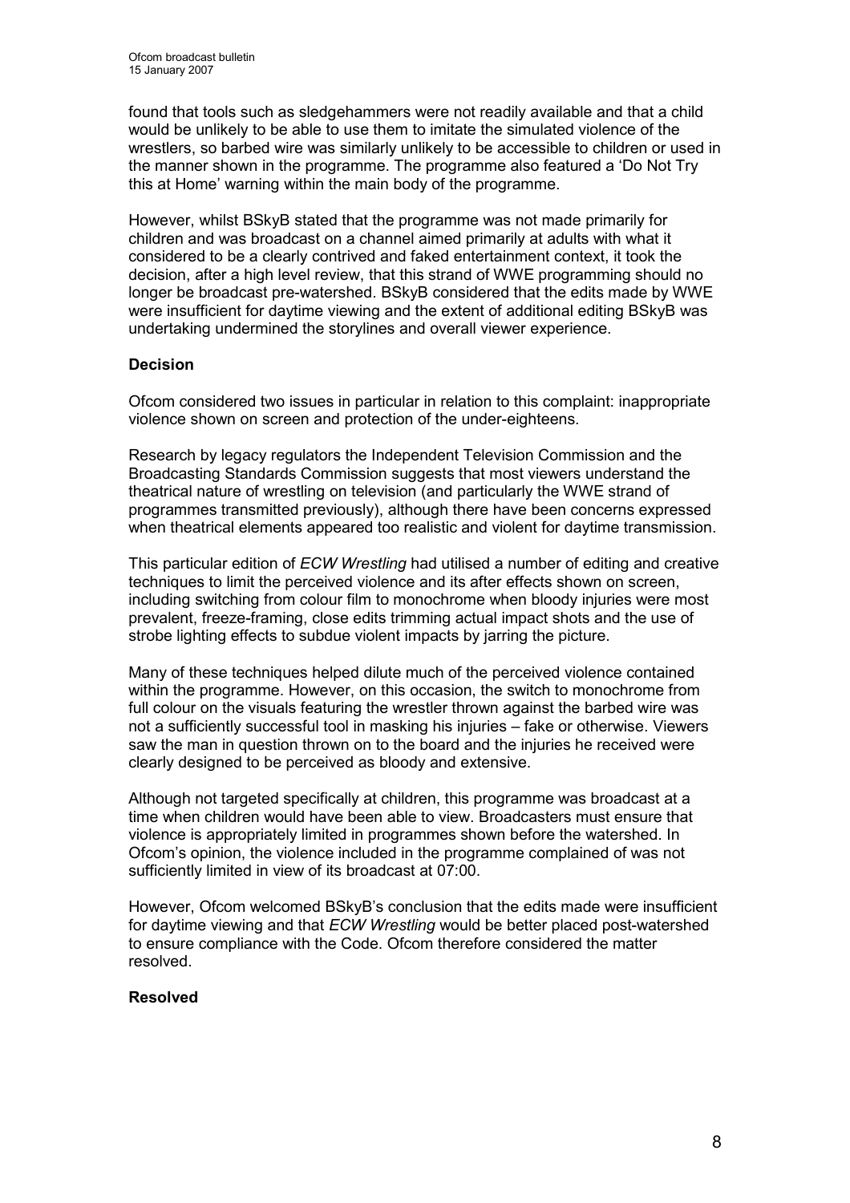found that tools such as sledgehammers were not readily available and that a child would be unlikely to be able to use them to imitate the simulated violence of the wrestlers, so barbed wire was similarly unlikely to be accessible to children or used in the manner shown in the programme. The programme also featured a 'Do Not Try this at Home' warning within the main body of the programme.

However, whilst BSkyB stated that the programme was not made primarily for children and was broadcast on a channel aimed primarily at adults with what it considered to be a clearly contrived and faked entertainment context, it took the decision, after a high level review, that this strand of WWE programming should no longer be broadcast pre-watershed. BSkyB considered that the edits made by WWE were insufficient for daytime viewing and the extent of additional editing BSkyB was undertaking undermined the storylines and overall viewer experience.

**Decision**

Ofcom considered two issues in particular in relation to this complaint: inappropriate violence shown on screen and protection of the under-eighteens.

Research by legacy regulators the Independent Television Commission and the Broadcasting Standards Commission suggests that most viewers understand the theatrical nature of wrestling on television (and particularly the WWE strand of programmes transmitted previously), although there have been concerns expressed when theatrical elements appeared too realistic and violent for daytime transmission.

This particular edition of *ECW Wrestling* had utilised a number of editing and creative techniques to limit the perceived violence and its after effects shown on screen, including switching from colour film to monochrome when bloody injuries were most prevalent, freeze-framing, close edits trimming actual impact shots and the use of strobe lighting effects to subdue violent impacts by jarring the picture.

Many of these techniques helped dilute much of the perceived violence contained within the programme. However, on this occasion, the switch to monochrome from full colour on the visuals featuring the wrestler thrown against the barbed wire was not a sufficiently successful tool in masking his injuries – fake or otherwise. Viewers saw the man in question thrown on to the board and the injuries he received were clearly designed to be perceived as bloody and extensive.

Although not targeted specifically at children, this programme was broadcast at a time when children would have been able to view. Broadcasters must ensure that violence is appropriately limited in programmes shown before the watershed. In Ofcom's opinion, the violence included in the programme complained of was not sufficiently limited in view of its broadcast at 07:00.

However, Ofcom welcomed BSkyB's conclusion that the edits made were insufficient for daytime viewing and that *ECW Wrestling* would be better placed post-watershed to ensure compliance with the Code. Ofcom therefore considered the matter resolved.

**Resolved**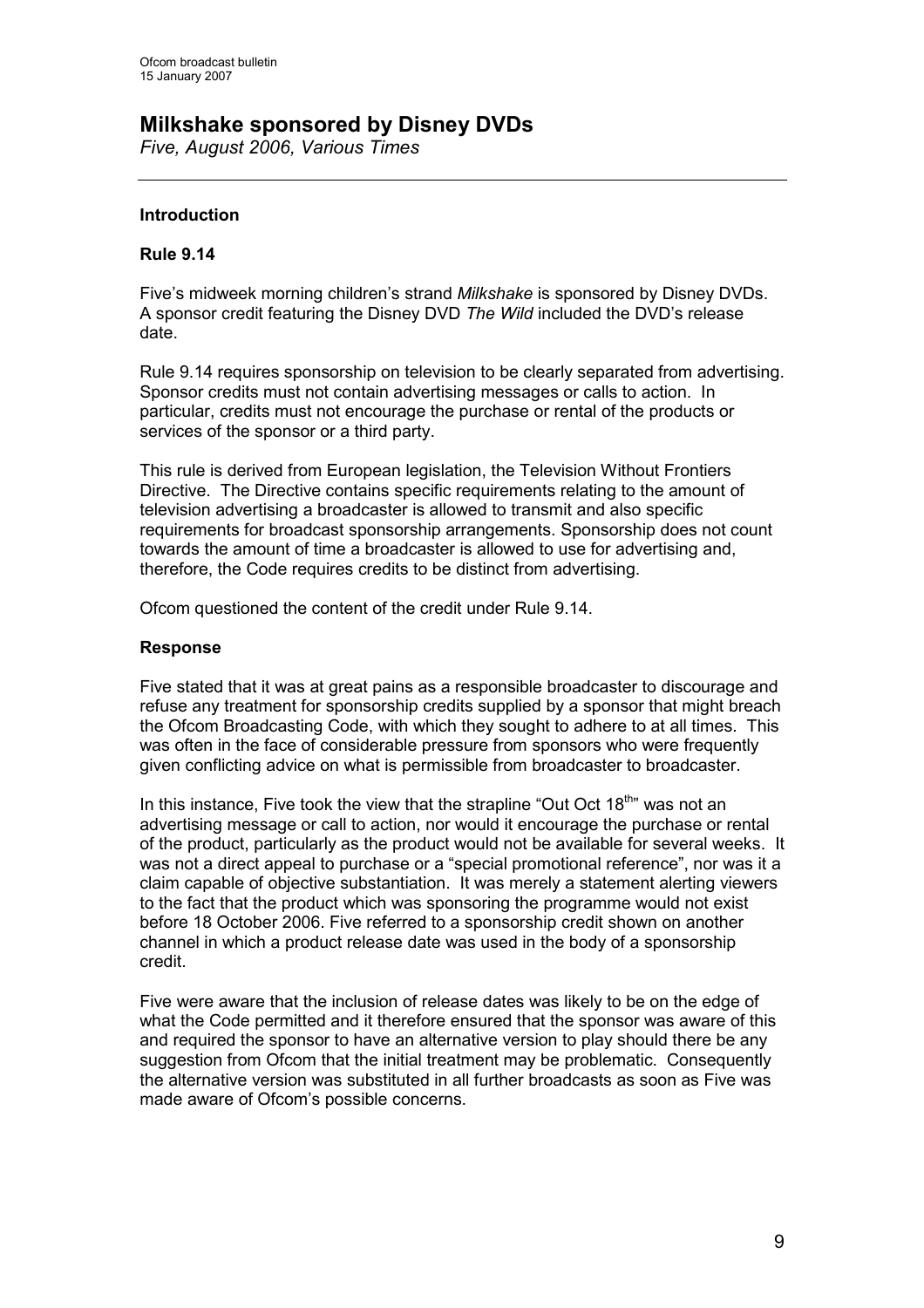# Milkshake sponsored by Disney DVDs

*Five, August 2006, Various Times*

---

### Introduction

### Rule 9.14

Five's midweek morning children's strand *Milkshake* is sponsored by Disney DVDs. A sponsor credit featuring the Disney DVD *The Wild* included the DVD's release date.

Rule 9.14 requires sponsorship on television to be clearly separated from advertising. Sponsor credits must not contain advertising messages or calls to action. In particular, credits must not encourage the purchase or rental of the products or services of the sponsor or a third party.

This rule is derived from European legislation, the Television Without Frontiers Directive. The Directive contains specific requirements relating to the amount of television advertising a broadcaster is allowed to transmit and also specific requirements for broadcast sponsorship arrangements. Sponsorship does not count towards the amount of time a broadcaster is allowed to use for advertising and, therefore, the Code requires credits to be distinct from advertising.

Ofcom questioned the content of the credit under Rule 9.14.

### Response

Five stated that it was at great pains as a responsible broadcaster to discourage and refuse any treatment for sponsorship credits supplied by a sponsor that might breach the Ofcom Broadcasting Code, with which they sought to adhere to at all times. This was often in the face of considerable pressure from sponsors who were frequently given conflicting advice on what is permissible from broadcaster to broadcaster.

In this instance, Five took the view that the strapline "Out Oct 18th" was not an advertising message or call to action, nor would it encourage the purchase or rental of the product, particularly as the product would not be available for several weeks. It was not a direct appeal to purchase or a "special promotional reference", nor was it a claim capable of objective substantiation. It was merely a statement alerting viewers to the fact that the product which was sponsoring the programme would not exist before 18 October 2006. Five referred to a sponsorship credit shown on another channel in which a product release date was used in the body of a sponsorship credit.

Five were aware that the inclusion of release dates was likely to be on the edge of what the Code permitted and it therefore ensured that the sponsor was aware of this and required the sponsor to have an alternative version to play should there be any suggestion from Ofcom that the initial treatment may be problematic. Consequently the alternative version was substituted in all further broadcasts as soon as Five was made aware of Ofcom's possible concerns.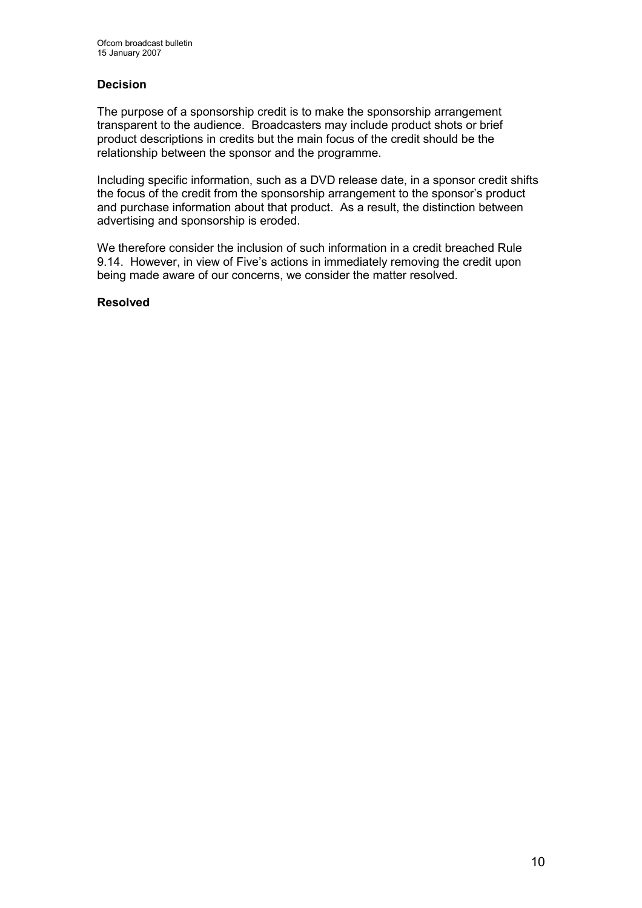### Decision

The purpose of a sponsorship credit is to make the sponsorship arrangement transparent to the audience. Broadcasters may include product shots or brief product descriptions in credits but the main focus of the credit should be the relationship between the sponsor and the programme.

Including specific information, such as a DVD release date, in a sponsor credit shifts the focus of the credit from the sponsorship arrangement to the sponsor's product and purchase information about that product. As a result, the distinction between advertising and sponsorship is eroded.

We therefore consider the inclusion of such information in a credit breached Rule 9.14. However, in view of Five's actions in immediately removing the credit upon being made aware of our concerns, we consider the matter resolved.

**Resolved**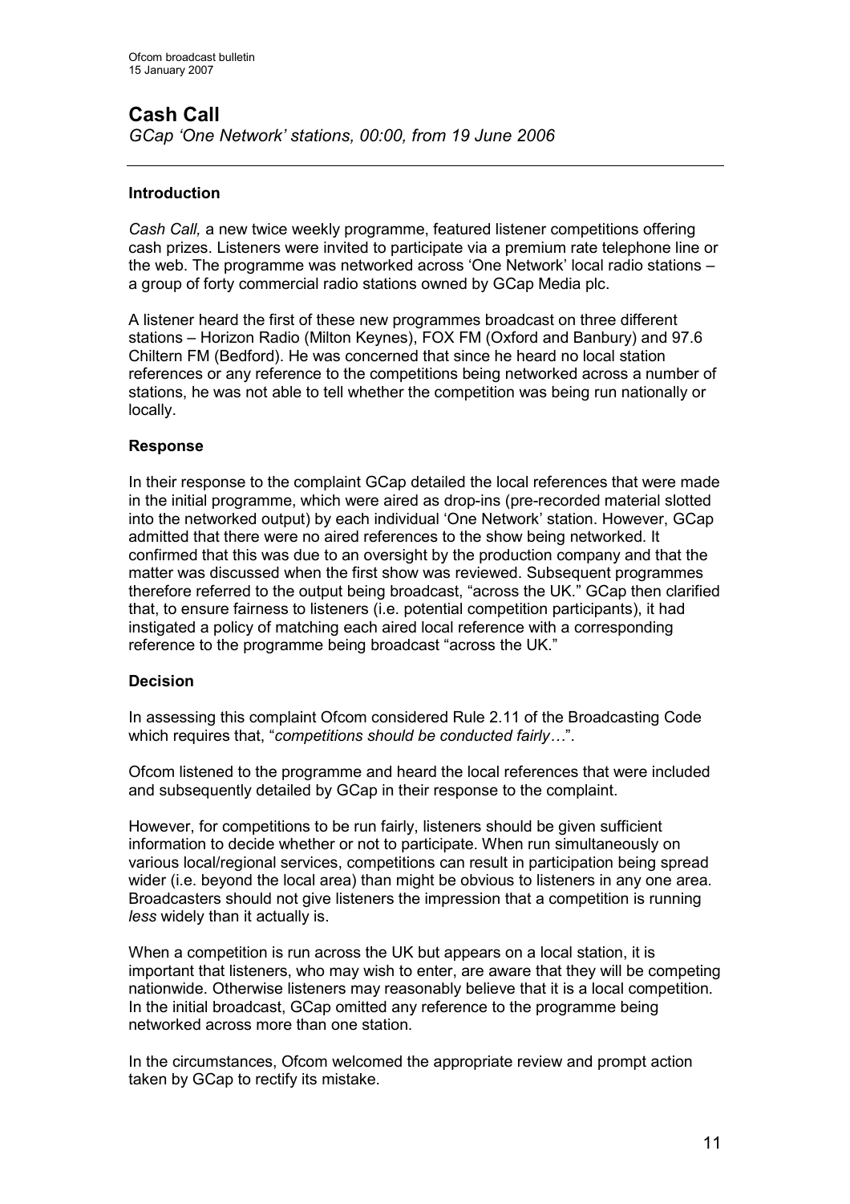## Cash Call

*GCap 'One Network' stations, 00:00, from 19 June 2006*

---

**Introduction**

*Cash Call,* a new twice weekly programme, featured listener competitions offering cash prizes. Listeners were invited to participate via a premium rate telephone line or the web. The programme was networked across 'One Network' local radio stations – a group of forty commercial radio stations owned by GCap Media plc.

A listener heard the first of these new programmes broadcast on three different stations – Horizon Radio (Milton Keynes), FOX FM (Oxford and Banbury) and 97.6 Chiltern FM (Bedford). He was concerned that since he heard no local station references or any reference to the competitions being networked across a number of stations, he was not able to tell whether the competition was being run nationally or locally.

**Response**

In their response to the complaint GCap detailed the local references that were made in the initial programme, which were aired as drop-ins (pre-recorded material slotted into the networked output) by each individual 'One Network' station. However, GCap admitted that there were no aired references to the show being networked. It confirmed that this was due to an oversight by the production company and that the matter was discussed when the first show was reviewed. Subsequent programmes therefore referred to the output being broadcast, "across the UK." GCap then clarified that, to ensure fairness to listeners (i.e. potential competition participants), it had instigated a policy of matching each aired local reference with a corresponding reference to the programme being broadcast "across the UK."

**Decision**

In assessing this complaint Ofcom considered Rule 2.11 of the Broadcasting Code which requires that, "*competitions should be conducted fairly…*".

Ofcom listened to the programme and heard the local references that were included and subsequently detailed by GCap in their response to the complaint.

However, for competitions to be run fairly, listeners should be given sufficient information to decide whether or not to participate. When run simultaneously on various local/regional services, competitions can result in participation being spread wider (i.e. beyond the local area) than might be obvious to listeners in any one area. Broadcasters should not give listeners the impression that a competition is running *less* widely than it actually is.

When a competition is run across the UK but appears on a local station, it is important that listeners, who may wish to enter, are aware that they will be competing nationwide. Otherwise listeners may reasonably believe that it is a local competition. In the initial broadcast, GCap omitted any reference to the programme being networked across more than one station.

In the circumstances, Ofcom welcomed the appropriate review and prompt action taken by GCap to rectify its mistake.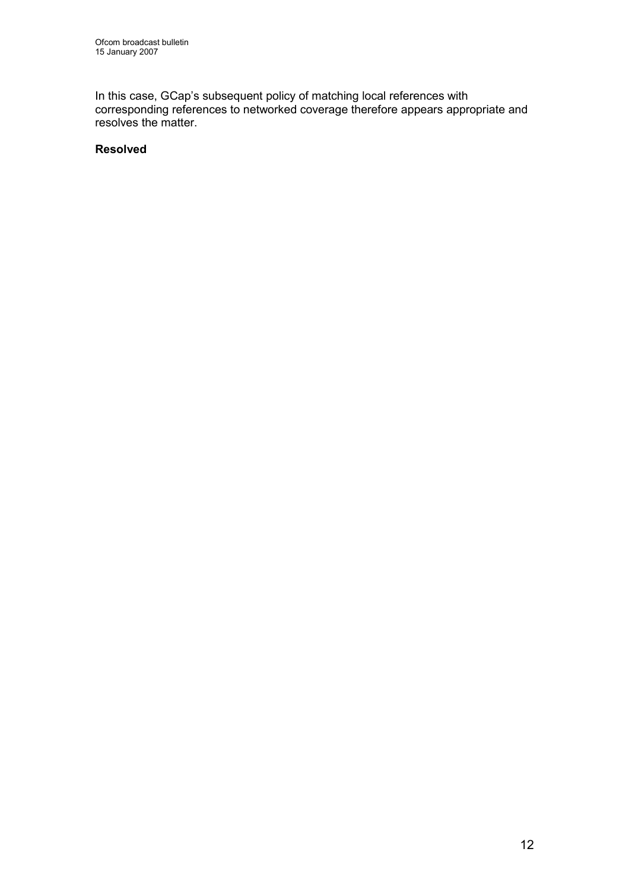In this case, GCap's subsequent policy of matching local references with corresponding references to networked coverage therefore appears appropriate and resolves the matter.

**Resolved**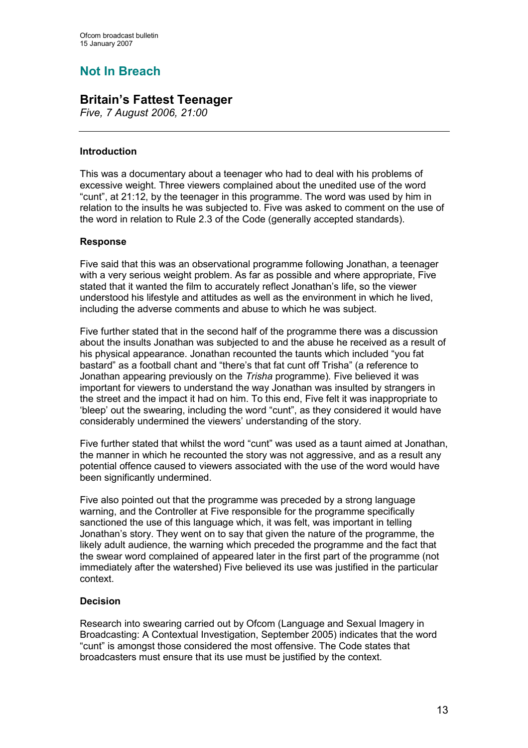# Not In Breach

## Britain's Fattest Teenager

*Five, 7 August 2006, 21:00*

### Introduction

This was a documentary about a teenager who had to deal with his problems of excessive weight. Three viewers complained about the unedited use of the word "cunt", at 21:12, by the teenager in this programme. The word was used by him in relation to the insults he was subjected to. Five was asked to comment on the use of the word in relation to Rule 2.3 of the Code (generally accepted standards).

### Response

Five said that this was an observational programme following Jonathan, a teenager with a very serious weight problem. As far as possible and where appropriate, Five stated that it wanted the film to accurately reflect Jonathan's life, so the viewer understood his lifestyle and attitudes as well as the environment in which he lived, including the adverse comments and abuse to which he was subject.

Five further stated that in the second half of the programme there was a discussion about the insults Jonathan was subjected to and the abuse he received as a result of his physical appearance. Jonathan recounted the taunts which included "you fat bastard" as a football chant and "there's that fat cunt off Trisha" (a reference to Jonathan appearing previously on the *Trisha* programme)*.* Five believed it was important for viewers to understand the way Jonathan was insulted by strangers in the street and the impact it had on him. To this end, Five felt it was inappropriate to 'bleep' out the swearing, including the word "cunt", as they considered it would have considerably undermined the viewers' understanding of the story.

Five further stated that whilst the word "cunt" was used as a taunt aimed at Jonathan, the manner in which he recounted the story was not aggressive, and as a result any potential offence caused to viewers associated with the use of the word would have been significantly undermined.

Five also pointed out that the programme was preceded by a strong language warning, and the Controller at Five responsible for the programme specifically sanctioned the use of this language which, it was felt, was important in telling Jonathan's story. They went on to say that given the nature of the programme, the likely adult audience, the warning which preceded the programme and the fact that the swear word complained of appeared later in the first part of the programme (not immediately after the watershed) Five believed its use was justified in the particular context.

### Decision

Research into swearing carried out by Ofcom (Language and Sexual Imagery in Broadcasting: A Contextual Investigation, September 2005) indicates that the word "cunt" is amongst those considered the most offensive. The Code states that broadcasters must ensure that its use must be justified by the context.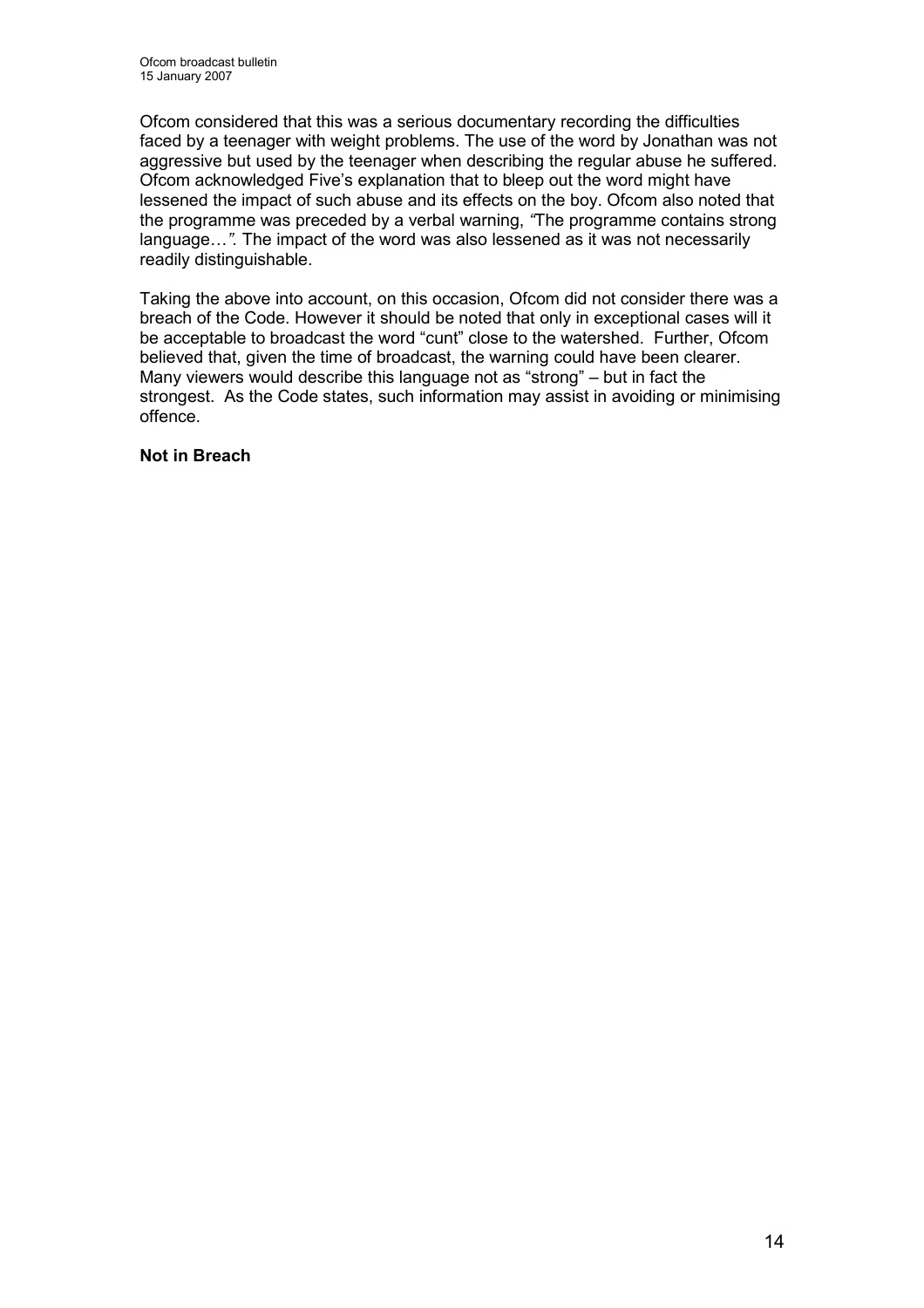Ofcom considered that this was a serious documentary recording the difficulties faced by a teenager with weight problems. The use of the word by Jonathan was not aggressive but used by the teenager when describing the regular abuse he suffered. Ofcom acknowledged Five's explanation that to bleep out the word might have lessened the impact of such abuse and its effects on the boy. Ofcom also noted that the programme was preceded by a verbal warning, *"The programme contains strong language…"*. The impact of the word was also lessened as it was not necessarily readily distinguishable.

Taking the above into account, on this occasion, Ofcom did not consider there was a breach of the Code. However it should be noted that only in exceptional cases will it be acceptable to broadcast the word "cunt" close to the watershed. Further, Ofcom believed that, given the time of broadcast, the warning could have been clearer. Many viewers would describe this language not as "strong" – but in fact the strongest. As the Code states, such information may assist in avoiding or minimising offence.

**Not in Breach**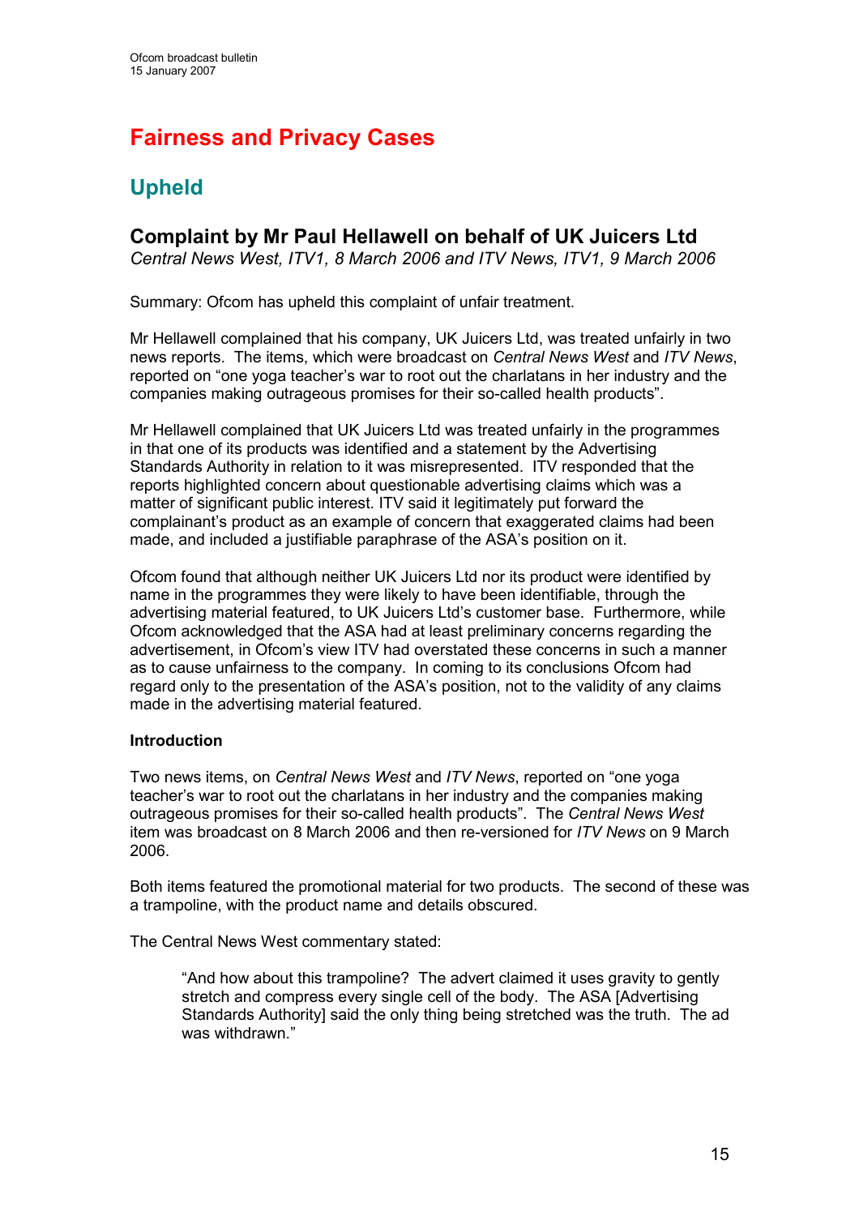# Fairness and Privacy Cases

## Upheld

### Complaint by Mr Paul Hellawell on behalf of UK Juicers Ltd

*Central News West, ITV1, 8 March 2006 and ITV News, ITV1, 9 March 2006*

Summary: Ofcom has upheld this complaint of unfair treatment.

Mr Hellawell complained that his company, UK Juicers Ltd, was treated unfairly in two news reports. The items, which were broadcast on *Central News West* and *ITV News*, reported on "one yoga teacher's war to root out the charlatans in her industry and the companies making outrageous promises for their so-called health products".

Mr Hellawell complained that UK Juicers Ltd was treated unfairly in the programmes in that one of its products was identified and a statement by the Advertising Standards Authority in relation to it was misrepresented. ITV responded that the reports highlighted concern about questionable advertising claims which was a matter of significant public interest. ITV said it legitimately put forward the complainant's product as an example of concern that exaggerated claims had been made, and included a justifiable paraphrase of the ASA's position on it.

Ofcom found that although neither UK Juicers Ltd nor its product were identified by name in the programmes they were likely to have been identifiable, through the advertising material featured, to UK Juicers Ltd's customer base. Furthermore, while Ofcom acknowledged that the ASA had at least preliminary concerns regarding the advertisement, in Ofcom's view ITV had overstated these concerns in such a manner as to cause unfairness to the company. In coming to its conclusions Ofcom had regard only to the presentation of the ASA's position, not to the validity of any claims made in the advertising material featured.

**Introduction**

Two news items, on *Central News West* and *ITV News*, reported on "one yoga teacher's war to root out the charlatans in her industry and the companies making outrageous promises for their so-called health products". The *Central News West* item was broadcast on 8 March 2006 and then re-versioned for *ITV News* on 9 March 2006.

Both items featured the promotional material for two products. The second of these was a trampoline, with the product name and details obscured.

The Central News West commentary stated:

> "And how about this trampoline? The advert claimed it uses gravity to gently stretch and compress every single cell of the body. The ASA [Advertising Standards Authority] said the only thing being stretched was the truth. The ad was withdrawn."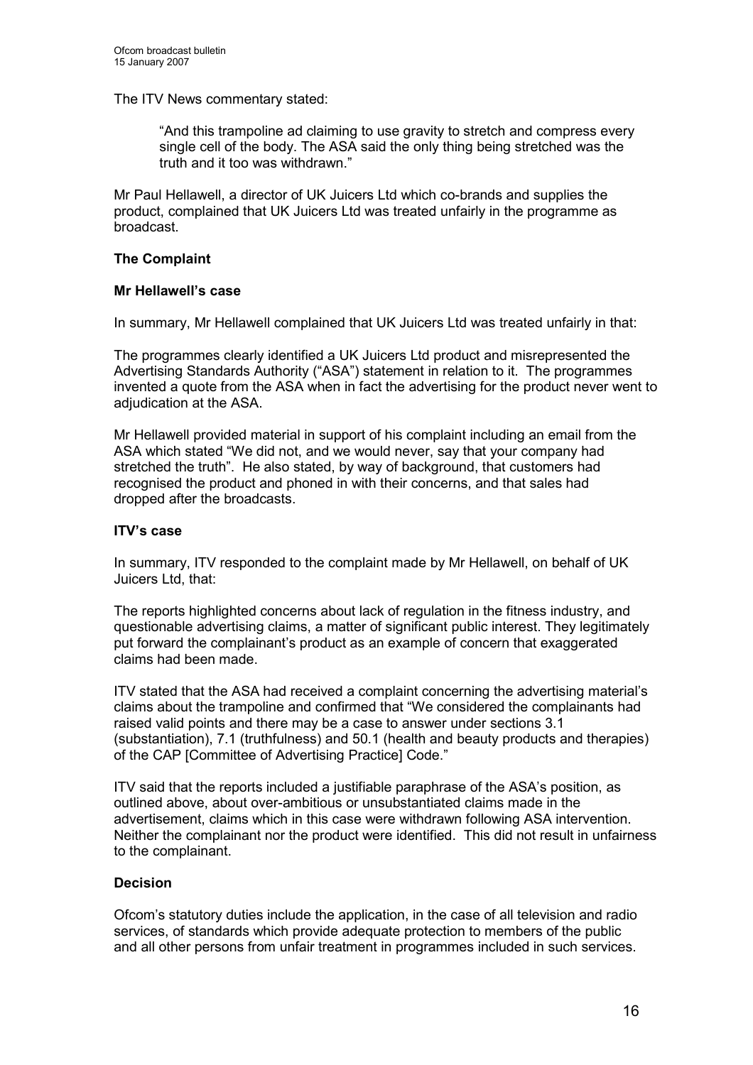The ITV News commentary stated:

> "And this trampoline ad claiming to use gravity to stretch and compress every single cell of the body. The ASA said the only thing being stretched was the truth and it too was withdrawn."

Mr Paul Hellawell, a director of UK Juicers Ltd which co-brands and supplies the product, complained that UK Juicers Ltd was treated unfairly in the programme as broadcast.

**The Complaint**

**Mr Hellawell's case**

In summary, Mr Hellawell complained that UK Juicers Ltd was treated unfairly in that:

The programmes clearly identified a UK Juicers Ltd product and misrepresented the Advertising Standards Authority ("ASA") statement in relation to it. The programmes invented a quote from the ASA when in fact the advertising for the product never went to adjudication at the ASA.

Mr Hellawell provided material in support of his complaint including an email from the ASA which stated "We did not, and we would never, say that your company had stretched the truth". He also stated, by way of background, that customers had recognised the product and phoned in with their concerns, and that sales had dropped after the broadcasts.

**ITV's case**

In summary, ITV responded to the complaint made by Mr Hellawell, on behalf of UK Juicers Ltd, that:

The reports highlighted concerns about lack of regulation in the fitness industry, and questionable advertising claims, a matter of significant public interest. They legitimately put forward the complainant's product as an example of concern that exaggerated claims had been made.

ITV stated that the ASA had received a complaint concerning the advertising material's claims about the trampoline and confirmed that "We considered the complainants had raised valid points and there may be a case to answer under sections 3.1 (substantiation), 7.1 (truthfulness) and 50.1 (health and beauty products and therapies) of the CAP [Committee of Advertising Practice] Code."

ITV said that the reports included a justifiable paraphrase of the ASA's position, as outlined above, about over-ambitious or unsubstantiated claims made in the advertisement, claims which in this case were withdrawn following ASA intervention. Neither the complainant nor the product were identified. This did not result in unfairness to the complainant.

**Decision**

Ofcom's statutory duties include the application, in the case of all television and radio services, of standards which provide adequate protection to members of the public and all other persons from unfair treatment in programmes included in such services.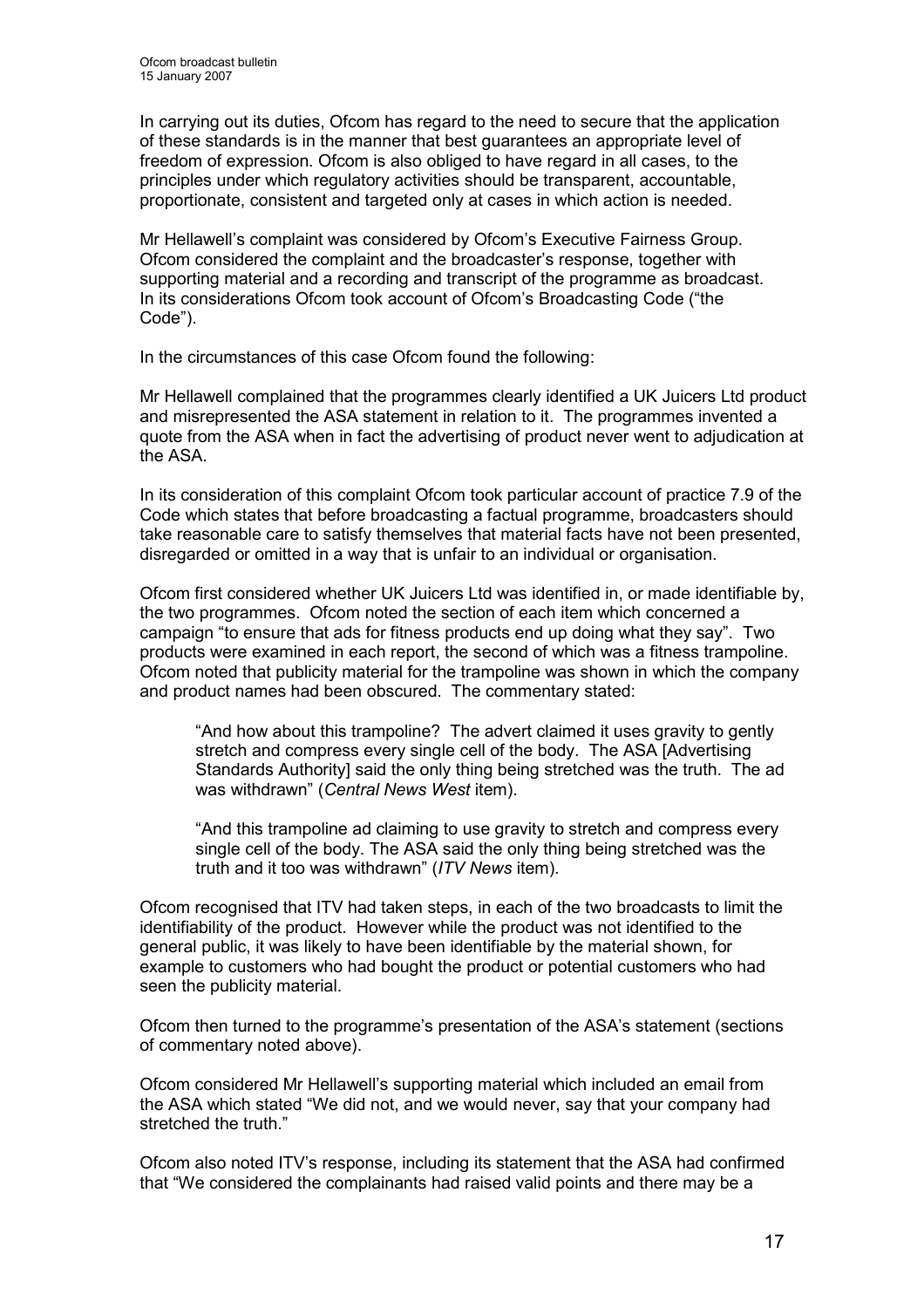In carrying out its duties, Ofcom has regard to the need to secure that the application of these standards is in the manner that best guarantees an appropriate level of freedom of expression. Ofcom is also obliged to have regard in all cases, to the principles under which regulatory activities should be transparent, accountable, proportionate, consistent and targeted only at cases in which action is needed.

Mr Hellawell's complaint was considered by Ofcom's Executive Fairness Group. Ofcom considered the complaint and the broadcaster's response, together with supporting material and a recording and transcript of the programme as broadcast. In its considerations Ofcom took account of Ofcom's Broadcasting Code ("the Code").

In the circumstances of this case Ofcom found the following:

Mr Hellawell complained that the programmes clearly identified a UK Juicers Ltd product and misrepresented the ASA statement in relation to it. The programmes invented a quote from the ASA when in fact the advertising of product never went to adjudication at the ASA.

In its consideration of this complaint Ofcom took particular account of practice 7.9 of the Code which states that before broadcasting a factual programme, broadcasters should take reasonable care to satisfy themselves that material facts have not been presented, disregarded or omitted in a way that is unfair to an individual or organisation.

Ofcom first considered whether UK Juicers Ltd was identified in, or made identifiable by, the two programmes. Ofcom noted the section of each item which concerned a campaign "to ensure that ads for fitness products end up doing what they say". Two products were examined in each report, the second of which was a fitness trampoline. Ofcom noted that publicity material for the trampoline was shown in which the company and product names had been obscured. The commentary stated:

> "And how about this trampoline? The advert claimed it uses gravity to gently stretch and compress every single cell of the body. The ASA [Advertising Standards Authority] said the only thing being stretched was the truth. The ad was withdrawn" (*Central News West* item).
>
> "And this trampoline ad claiming to use gravity to stretch and compress every single cell of the body. The ASA said the only thing being stretched was the truth and it too was withdrawn" (*ITV News* item).

Ofcom recognised that ITV had taken steps, in each of the two broadcasts to limit the identifiability of the product. However while the product was not identified to the general public, it was likely to have been identifiable by the material shown, for example to customers who had bought the product or potential customers who had seen the publicity material.

Ofcom then turned to the programme's presentation of the ASA's statement (sections of commentary noted above).

Ofcom considered Mr Hellawell's supporting material which included an email from the ASA which stated "We did not, and we would never, say that your company had stretched the truth."

Ofcom also noted ITV's response, including its statement that the ASA had confirmed that "We considered the complainants had raised valid points and there may be a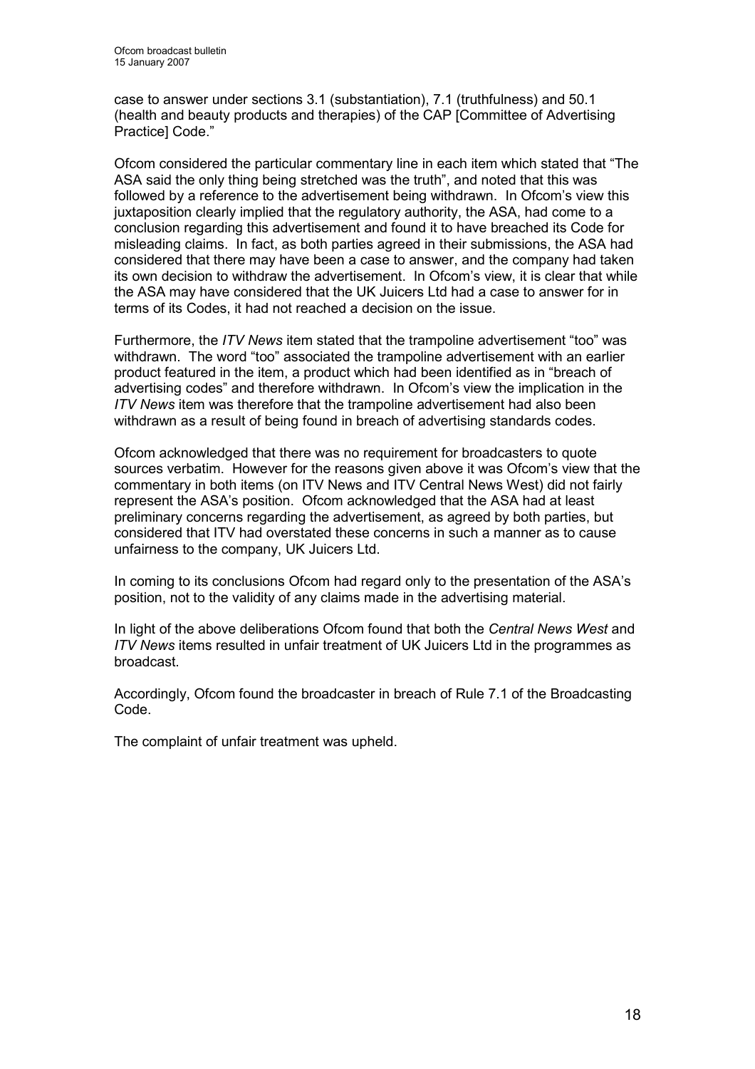case to answer under sections 3.1 (substantiation), 7.1 (truthfulness) and 50.1 (health and beauty products and therapies) of the CAP [Committee of Advertising Practice] Code."

Ofcom considered the particular commentary line in each item which stated that "The ASA said the only thing being stretched was the truth", and noted that this was followed by a reference to the advertisement being withdrawn. In Ofcom's view this juxtaposition clearly implied that the regulatory authority, the ASA, had come to a conclusion regarding this advertisement and found it to have breached its Code for misleading claims. In fact, as both parties agreed in their submissions, the ASA had considered that there may have been a case to answer, and the company had taken its own decision to withdraw the advertisement. In Ofcom's view, it is clear that while the ASA may have considered that the UK Juicers Ltd had a case to answer for in terms of its Codes, it had not reached a decision on the issue.

Furthermore, the *ITV News* item stated that the trampoline advertisement "too" was withdrawn. The word "too" associated the trampoline advertisement with an earlier product featured in the item, a product which had been identified as in "breach of advertising codes" and therefore withdrawn. In Ofcom's view the implication in the *ITV News* item was therefore that the trampoline advertisement had also been withdrawn as a result of being found in breach of advertising standards codes.

Ofcom acknowledged that there was no requirement for broadcasters to quote sources verbatim. However for the reasons given above it was Ofcom's view that the commentary in both items (on ITV News and ITV Central News West) did not fairly represent the ASA's position. Ofcom acknowledged that the ASA had at least preliminary concerns regarding the advertisement, as agreed by both parties, but considered that ITV had overstated these concerns in such a manner as to cause unfairness to the company, UK Juicers Ltd.

In coming to its conclusions Ofcom had regard only to the presentation of the ASA's position, not to the validity of any claims made in the advertising material.

In light of the above deliberations Ofcom found that both the *Central News West* and *ITV News* items resulted in unfair treatment of UK Juicers Ltd in the programmes as broadcast.

Accordingly, Ofcom found the broadcaster in breach of Rule 7.1 of the Broadcasting Code.

The complaint of unfair treatment was upheld.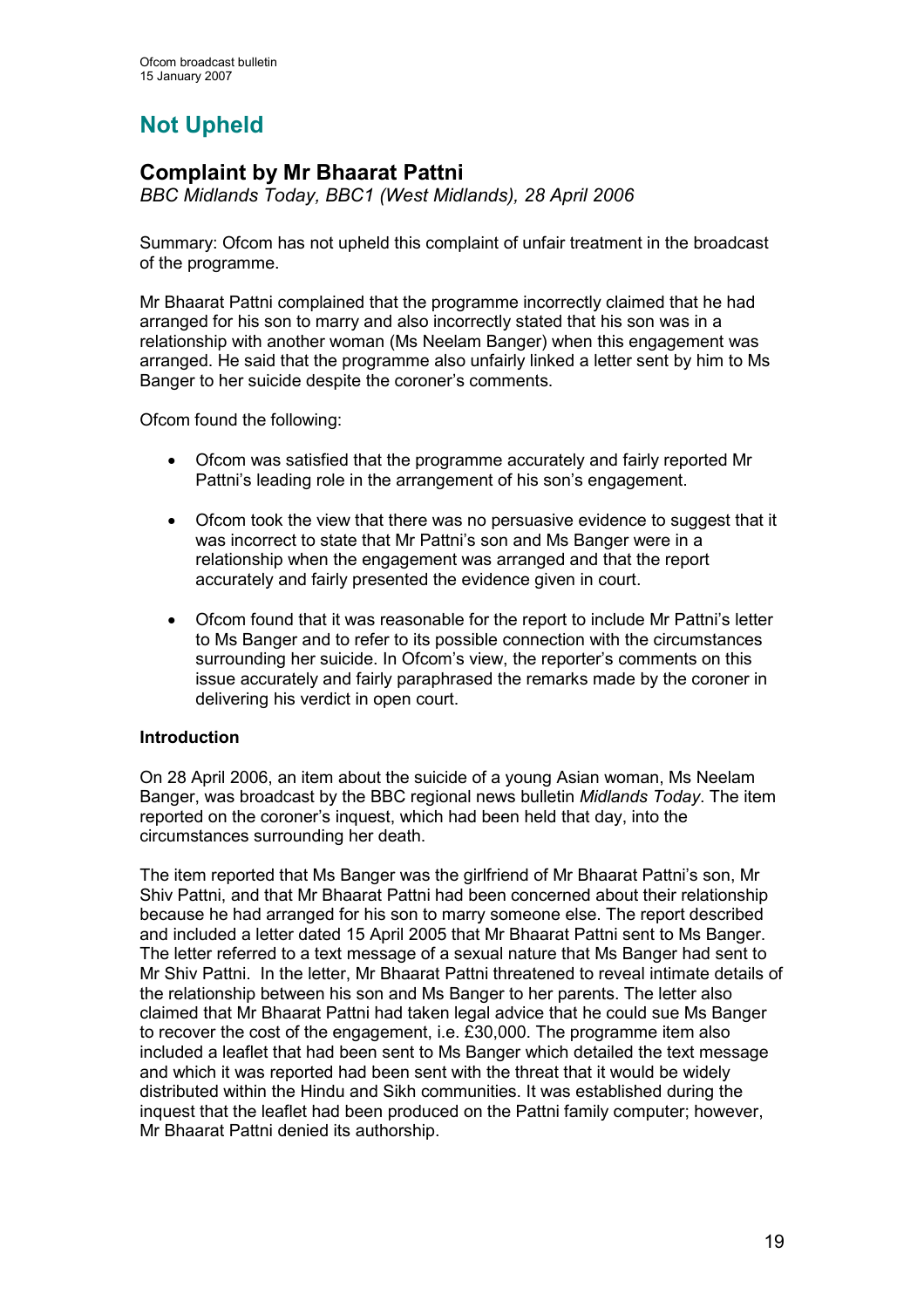# Not Upheld

## Complaint by Mr Bhaarat Pattni

*BBC Midlands Today, BBC1 (West Midlands), 28 April 2006*

Summary: Ofcom has not upheld this complaint of unfair treatment in the broadcast of the programme.

Mr Bhaarat Pattni complained that the programme incorrectly claimed that he had arranged for his son to marry and also incorrectly stated that his son was in a relationship with another woman (Ms Neelam Banger) when this engagement was arranged. He said that the programme also unfairly linked a letter sent by him to Ms Banger to her suicide despite the coroner's comments.

Ofcom found the following:

- Ofcom was satisfied that the programme accurately and fairly reported Mr Pattni's leading role in the arrangement of his son's engagement.
- Ofcom took the view that there was no persuasive evidence to suggest that it was incorrect to state that Mr Pattni's son and Ms Banger were in a relationship when the engagement was arranged and that the report accurately and fairly presented the evidence given in court.
- Ofcom found that it was reasonable for the report to include Mr Pattni's letter to Ms Banger and to refer to its possible connection with the circumstances surrounding her suicide. In Ofcom's view, the reporter's comments on this issue accurately and fairly paraphrased the remarks made by the coroner in delivering his verdict in open court.

### Introduction

On 28 April 2006, an item about the suicide of a young Asian woman, Ms Neelam Banger, was broadcast by the BBC regional news bulletin *Midlands Today*. The item reported on the coroner's inquest, which had been held that day, into the circumstances surrounding her death.

The item reported that Ms Banger was the girlfriend of Mr Bhaarat Pattni's son, Mr Shiv Pattni, and that Mr Bhaarat Pattni had been concerned about their relationship because he had arranged for his son to marry someone else. The report described and included a letter dated 15 April 2005 that Mr Bhaarat Pattni sent to Ms Banger. The letter referred to a text message of a sexual nature that Ms Banger had sent to Mr Shiv Pattni. In the letter, Mr Bhaarat Pattni threatened to reveal intimate details of the relationship between his son and Ms Banger to her parents. The letter also claimed that Mr Bhaarat Pattni had taken legal advice that he could sue Ms Banger to recover the cost of the engagement, i.e. £30,000. The programme item also included a leaflet that had been sent to Ms Banger which detailed the text message and which it was reported had been sent with the threat that it would be widely distributed within the Hindu and Sikh communities. It was established during the inquest that the leaflet had been produced on the Pattni family computer; however, Mr Bhaarat Pattni denied its authorship.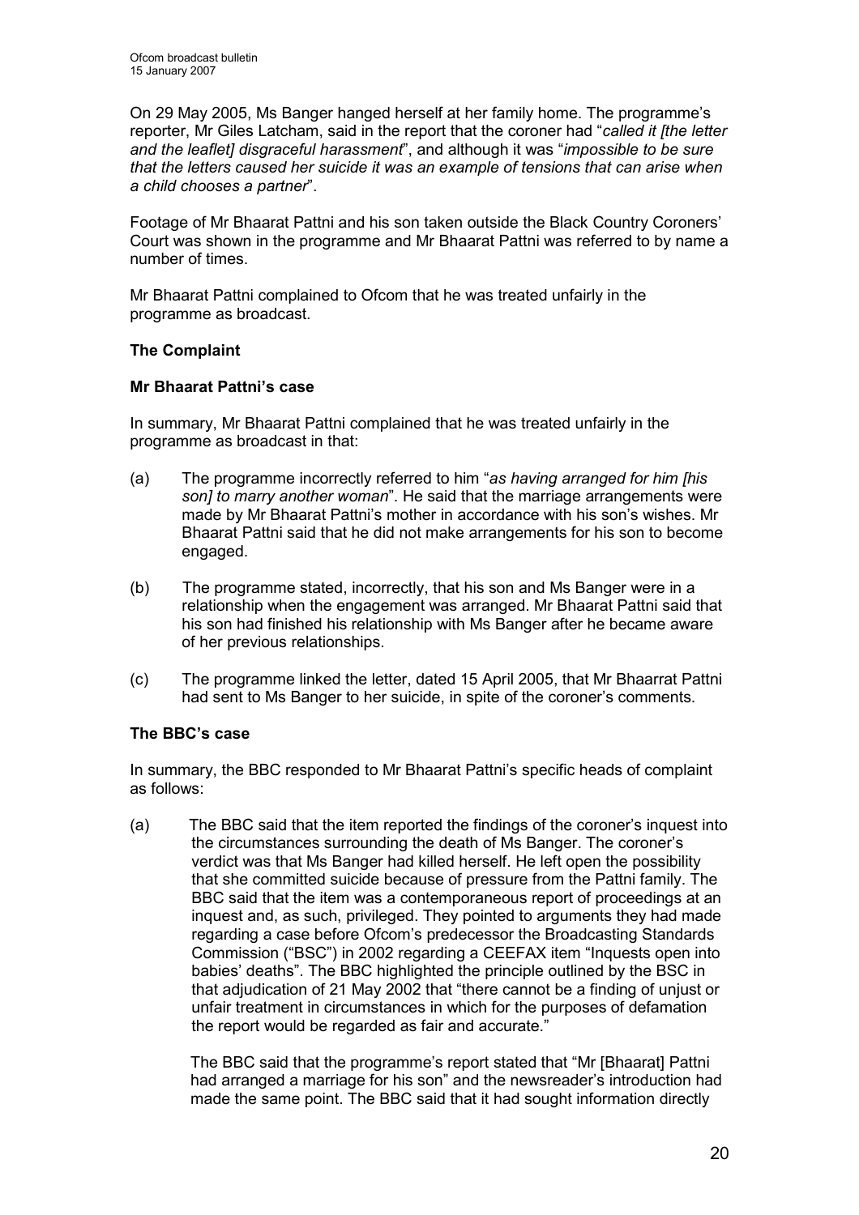On 29 May 2005, Ms Banger hanged herself at her family home. The programme's reporter, Mr Giles Latcham, said in the report that the coroner had "*called it [the letter and the leaflet] disgraceful harassment*", and although it was "*impossible to be sure that the letters caused her suicide it was an example of tensions that can arise when a child chooses a partner*".

Footage of Mr Bhaarat Pattni and his son taken outside the Black Country Coroners' Court was shown in the programme and Mr Bhaarat Pattni was referred to by name a number of times.

Mr Bhaarat Pattni complained to Ofcom that he was treated unfairly in the programme as broadcast.

### The Complaint

#### Mr Bhaarat Pattni's case

In summary, Mr Bhaarat Pattni complained that he was treated unfairly in the programme as broadcast in that:

(a) The programme incorrectly referred to him "*as having arranged for him [his son] to marry another woman*". He said that the marriage arrangements were made by Mr Bhaarat Pattni's mother in accordance with his son's wishes. Mr Bhaarat Pattni said that he did not make arrangements for his son to become engaged.

(b) The programme stated, incorrectly, that his son and Ms Banger were in a relationship when the engagement was arranged. Mr Bhaarat Pattni said that his son had finished his relationship with Ms Banger after he became aware of her previous relationships.

(c) The programme linked the letter, dated 15 April 2005, that Mr Bhaarrat Pattni had sent to Ms Banger to her suicide, in spite of the coroner's comments.

#### The BBC's case

In summary, the BBC responded to Mr Bhaarat Pattni's specific heads of complaint as follows:

(a) The BBC said that the item reported the findings of the coroner's inquest into the circumstances surrounding the death of Ms Banger. The coroner's verdict was that Ms Banger had killed herself. He left open the possibility that she committed suicide because of pressure from the Pattni family. The BBC said that the item was a contemporaneous report of proceedings at an inquest and, as such, privileged. They pointed to arguments they had made regarding a case before Ofcom's predecessor the Broadcasting Standards Commission ("BSC") in 2002 regarding a CEEFAX item "Inquests open into babies' deaths". The BBC highlighted the principle outlined by the BSC in that adjudication of 21 May 2002 that "there cannot be a finding of unjust or unfair treatment in circumstances in which for the purposes of defamation the report would be regarded as fair and accurate."

    The BBC said that the programme's report stated that "Mr [Bhaarat] Pattni had arranged a marriage for his son" and the newsreader's introduction had made the same point. The BBC said that it had sought information directly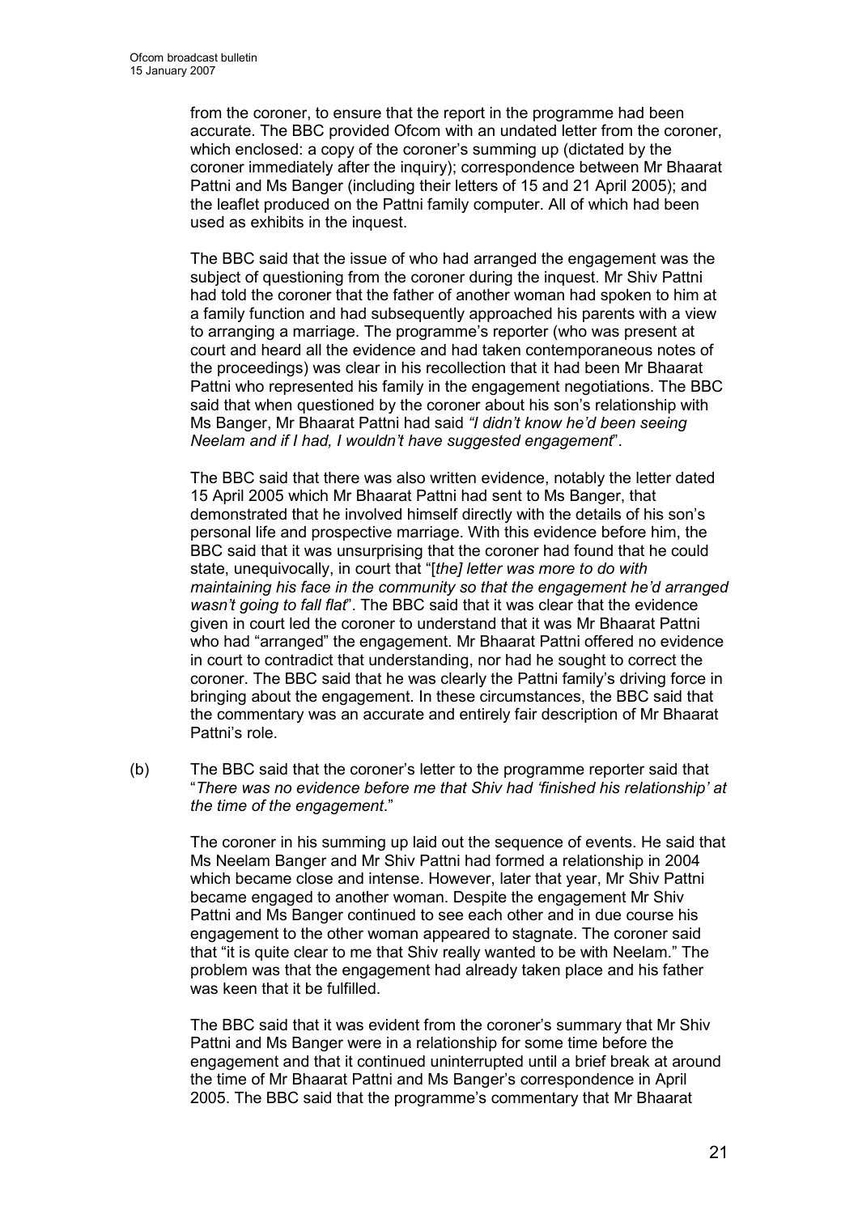from the coroner, to ensure that the report in the programme had been accurate. The BBC provided Ofcom with an undated letter from the coroner, which enclosed: a copy of the coroner's summing up (dictated by the coroner immediately after the inquiry); correspondence between Mr Bhaarat Pattni and Ms Banger (including their letters of 15 and 21 April 2005); and the leaflet produced on the Pattni family computer. All of which had been used as exhibits in the inquest.

The BBC said that the issue of who had arranged the engagement was the subject of questioning from the coroner during the inquest. Mr Shiv Pattni had told the coroner that the father of another woman had spoken to him at a family function and had subsequently approached his parents with a view to arranging a marriage. The programme's reporter (who was present at court and heard all the evidence and had taken contemporaneous notes of the proceedings) was clear in his recollection that it had been Mr Bhaarat Pattni who represented his family in the engagement negotiations. The BBC said that when questioned by the coroner about his son's relationship with Ms Banger, Mr Bhaarat Pattni had said *"I didn't know he'd been seeing Neelam and if I had, I wouldn't have suggested engagement*".

The BBC said that there was also written evidence, notably the letter dated 15 April 2005 which Mr Bhaarat Pattni had sent to Ms Banger, that demonstrated that he involved himself directly with the details of his son's personal life and prospective marriage. With this evidence before him, the BBC said that it was unsurprising that the coroner had found that he could state, unequivocally, in court that "[*the] letter was more to do with maintaining his face in the community so that the engagement he'd arranged wasn't going to fall flat*". The BBC said that it was clear that the evidence given in court led the coroner to understand that it was Mr Bhaarat Pattni who had "arranged" the engagement. Mr Bhaarat Pattni offered no evidence in court to contradict that understanding, nor had he sought to correct the coroner. The BBC said that he was clearly the Pattni family's driving force in bringing about the engagement. In these circumstances, the BBC said that the commentary was an accurate and entirely fair description of Mr Bhaarat Pattni's role.

(b) The BBC said that the coroner's letter to the programme reporter said that "*There was no evidence before me that Shiv had 'finished his relationship' at the time of the engagement*."

The coroner in his summing up laid out the sequence of events. He said that Ms Neelam Banger and Mr Shiv Pattni had formed a relationship in 2004 which became close and intense. However, later that year, Mr Shiv Pattni became engaged to another woman. Despite the engagement Mr Shiv Pattni and Ms Banger continued to see each other and in due course his engagement to the other woman appeared to stagnate. The coroner said that "it is quite clear to me that Shiv really wanted to be with Neelam." The problem was that the engagement had already taken place and his father was keen that it be fulfilled.

The BBC said that it was evident from the coroner's summary that Mr Shiv Pattni and Ms Banger were in a relationship for some time before the engagement and that it continued uninterrupted until a brief break at around the time of Mr Bhaarat Pattni and Ms Banger's correspondence in April 2005. The BBC said that the programme's commentary that Mr Bhaarat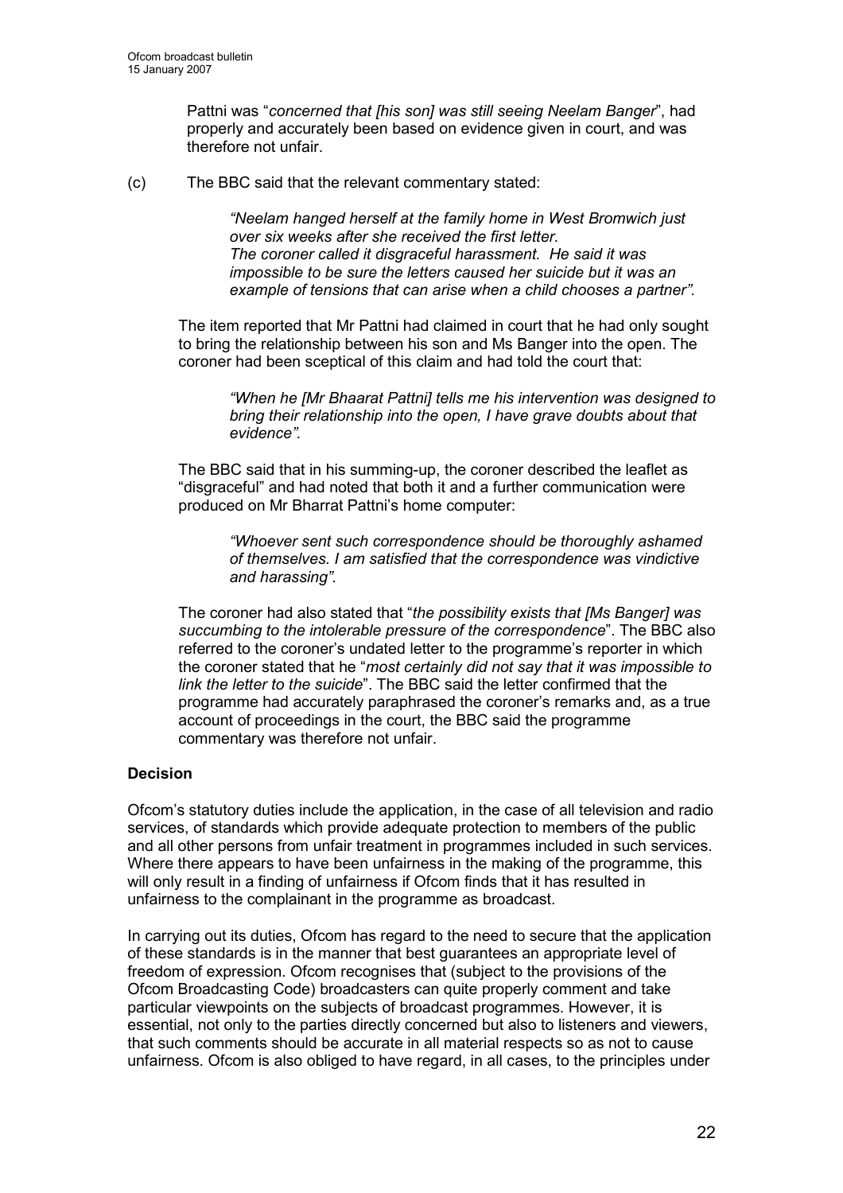Pattni was "*concerned that [his son] was still seeing Neelam Banger*", had properly and accurately been based on evidence given in court, and was therefore not unfair.

(c) The BBC said that the relevant commentary stated:

> *"Neelam hanged herself at the family home in West Bromwich just over six weeks after she received the first letter. The coroner called it disgraceful harassment. He said it was impossible to be sure the letters caused her suicide but it was an example of tensions that can arise when a child chooses a partner".*

The item reported that Mr Pattni had claimed in court that he had only sought to bring the relationship between his son and Ms Banger into the open. The coroner had been sceptical of this claim and had told the court that:

> *"When he [Mr Bhaarat Pattni] tells me his intervention was designed to bring their relationship into the open, I have grave doubts about that evidence".*

The BBC said that in his summing-up, the coroner described the leaflet as "disgraceful" and had noted that both it and a further communication were produced on Mr Bharrat Pattni's home computer:

> *"Whoever sent such correspondence should be thoroughly ashamed of themselves. I am satisfied that the correspondence was vindictive and harassing".*

The coroner had also stated that "*the possibility exists that [Ms Banger] was succumbing to the intolerable pressure of the correspondence*". The BBC also referred to the coroner's undated letter to the programme's reporter in which the coroner stated that he "*most certainly did not say that it was impossible to link the letter to the suicide*". The BBC said the letter confirmed that the programme had accurately paraphrased the coroner's remarks and, as a true account of proceedings in the court, the BBC said the programme commentary was therefore not unfair.

**Decision**

Ofcom's statutory duties include the application, in the case of all television and radio services, of standards which provide adequate protection to members of the public and all other persons from unfair treatment in programmes included in such services. Where there appears to have been unfairness in the making of the programme, this will only result in a finding of unfairness if Ofcom finds that it has resulted in unfairness to the complainant in the programme as broadcast.

In carrying out its duties, Ofcom has regard to the need to secure that the application of these standards is in the manner that best guarantees an appropriate level of freedom of expression. Ofcom recognises that (subject to the provisions of the Ofcom Broadcasting Code) broadcasters can quite properly comment and take particular viewpoints on the subjects of broadcast programmes. However, it is essential, not only to the parties directly concerned but also to listeners and viewers, that such comments should be accurate in all material respects so as not to cause unfairness. Ofcom is also obliged to have regard, in all cases, to the principles under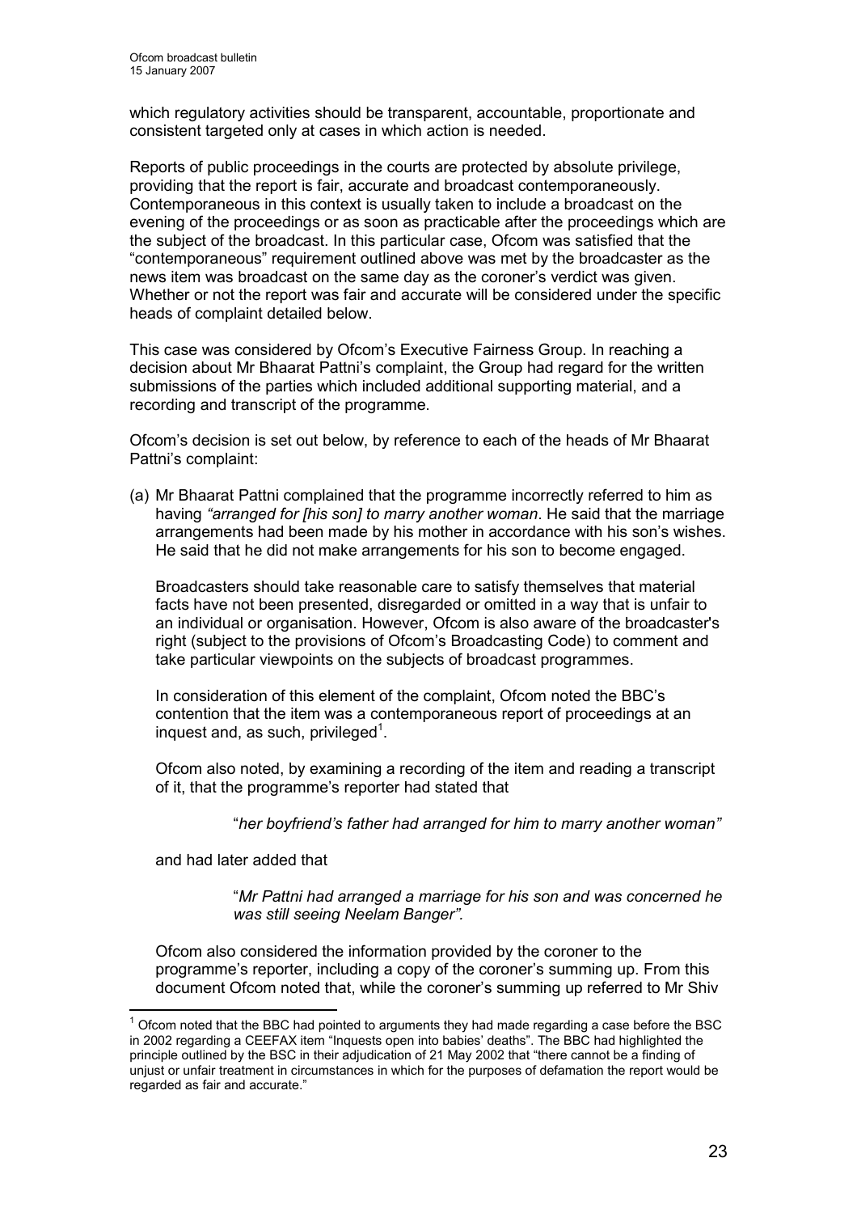which regulatory activities should be transparent, accountable, proportionate and consistent targeted only at cases in which action is needed.

Reports of public proceedings in the courts are protected by absolute privilege, providing that the report is fair, accurate and broadcast contemporaneously. Contemporaneous in this context is usually taken to include a broadcast on the evening of the proceedings or as soon as practicable after the proceedings which are the subject of the broadcast. In this particular case, Ofcom was satisfied that the "contemporaneous" requirement outlined above was met by the broadcaster as the news item was broadcast on the same day as the coroner's verdict was given. Whether or not the report was fair and accurate will be considered under the specific heads of complaint detailed below.

This case was considered by Ofcom's Executive Fairness Group. In reaching a decision about Mr Bhaarat Pattni's complaint, the Group had regard for the written submissions of the parties which included additional supporting material, and a recording and transcript of the programme.

Ofcom's decision is set out below, by reference to each of the heads of Mr Bhaarat Pattni's complaint:

(a) Mr Bhaarat Pattni complained that the programme incorrectly referred to him as having *"arranged for [his son] to marry another woman*. He said that the marriage arrangements had been made by his mother in accordance with his son's wishes. He said that he did not make arrangements for his son to become engaged.

Broadcasters should take reasonable care to satisfy themselves that material facts have not been presented, disregarded or omitted in a way that is unfair to an individual or organisation. However, Ofcom is also aware of the broadcaster's right (subject to the provisions of Ofcom's Broadcasting Code) to comment and take particular viewpoints on the subjects of broadcast programmes.

In consideration of this element of the complaint, Ofcom noted the BBC's contention that the item was a contemporaneous report of proceedings at an inquest and, as such, privileged[1].

Ofcom also noted, by examining a recording of the item and reading a transcript of it, that the programme's reporter had stated that

> "*her boyfriend's father had arranged for him to marry another woman"*

and had later added that

> "*Mr Pattni had arranged a marriage for his son and was concerned he was still seeing Neelam Banger".*

Ofcom also considered the information provided by the coroner to the programme's reporter, including a copy of the coroner's summing up. From this document Ofcom noted that, while the coroner's summing up referred to Mr Shiv

[1] Ofcom noted that the BBC had pointed to arguments they had made regarding a case before the BSC in 2002 regarding a CEEFAX item "Inquests open into babies' deaths". The BBC had highlighted the principle outlined by the BSC in their adjudication of 21 May 2002 that "there cannot be a finding of unjust or unfair treatment in circumstances in which for the purposes of defamation the report would be regarded as fair and accurate."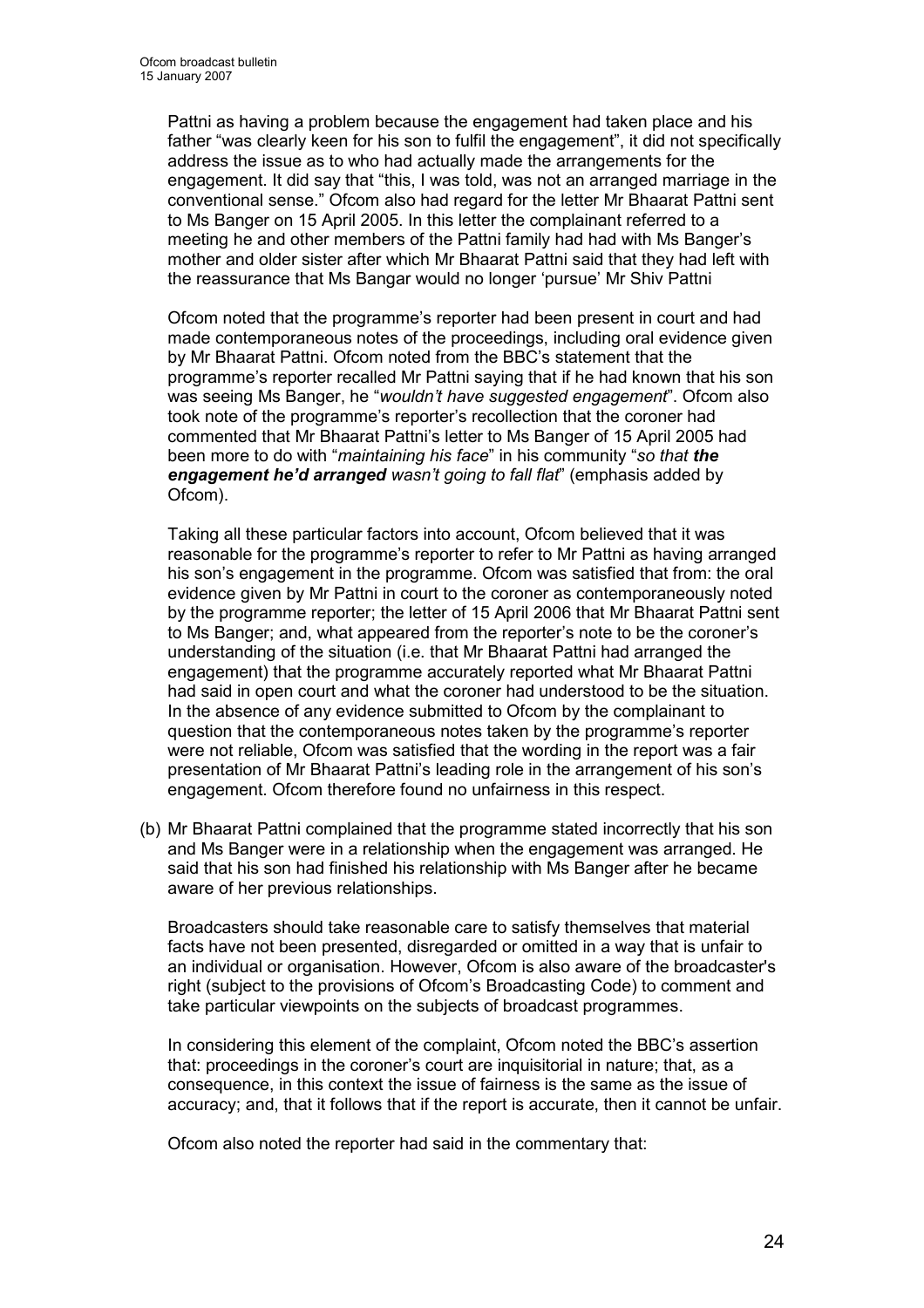Pattni as having a problem because the engagement had taken place and his father "was clearly keen for his son to fulfil the engagement", it did not specifically address the issue as to who had actually made the arrangements for the engagement. It did say that "this, I was told, was not an arranged marriage in the conventional sense." Ofcom also had regard for the letter Mr Bhaarat Pattni sent to Ms Banger on 15 April 2005. In this letter the complainant referred to a meeting he and other members of the Pattni family had had with Ms Banger's mother and older sister after which Mr Bhaarat Pattni said that they had left with the reassurance that Ms Bangar would no longer 'pursue' Mr Shiv Pattni

Ofcom noted that the programme's reporter had been present in court and had made contemporaneous notes of the proceedings, including oral evidence given by Mr Bhaarat Pattni. Ofcom noted from the BBC's statement that the programme's reporter recalled Mr Pattni saying that if he had known that his son was seeing Ms Banger, he "*wouldn't have suggested engagement*". Ofcom also took note of the programme's reporter's recollection that the coroner had commented that Mr Bhaarat Pattni's letter to Ms Banger of 15 April 2005 had been more to do with "*maintaining his face*" in his community "*so that **the engagement he'd arranged** wasn't going to fall flat*" (emphasis added by Ofcom).

Taking all these particular factors into account, Ofcom believed that it was reasonable for the programme's reporter to refer to Mr Pattni as having arranged his son's engagement in the programme. Ofcom was satisfied that from: the oral evidence given by Mr Pattni in court to the coroner as contemporaneously noted by the programme reporter; the letter of 15 April 2006 that Mr Bhaarat Pattni sent to Ms Banger; and, what appeared from the reporter's note to be the coroner's understanding of the situation (i.e. that Mr Bhaarat Pattni had arranged the engagement) that the programme accurately reported what Mr Bhaarat Pattni had said in open court and what the coroner had understood to be the situation. In the absence of any evidence submitted to Ofcom by the complainant to question that the contemporaneous notes taken by the programme's reporter were not reliable, Ofcom was satisfied that the wording in the report was a fair presentation of Mr Bhaarat Pattni's leading role in the arrangement of his son's engagement. Ofcom therefore found no unfairness in this respect.

(b) Mr Bhaarat Pattni complained that the programme stated incorrectly that his son and Ms Banger were in a relationship when the engagement was arranged. He said that his son had finished his relationship with Ms Banger after he became aware of her previous relationships.

Broadcasters should take reasonable care to satisfy themselves that material facts have not been presented, disregarded or omitted in a way that is unfair to an individual or organisation. However, Ofcom is also aware of the broadcaster's right (subject to the provisions of Ofcom's Broadcasting Code) to comment and take particular viewpoints on the subjects of broadcast programmes.

In considering this element of the complaint, Ofcom noted the BBC's assertion that: proceedings in the coroner's court are inquisitorial in nature; that, as a consequence, in this context the issue of fairness is the same as the issue of accuracy; and, that it follows that if the report is accurate, then it cannot be unfair.

Ofcom also noted the reporter had said in the commentary that: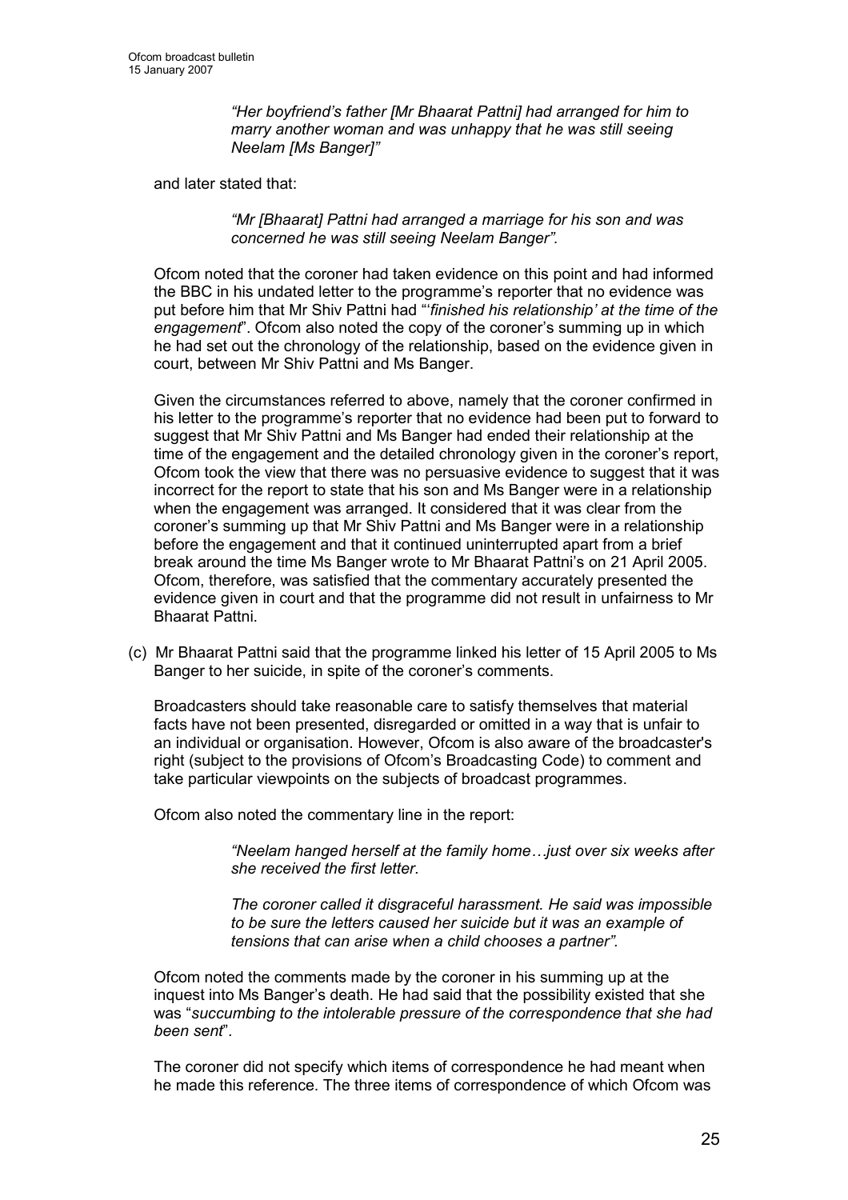> *"Her boyfriend's father [Mr Bhaarat Pattni] had arranged for him to marry another woman and was unhappy that he was still seeing Neelam [Ms Banger]"*

and later stated that:

> *"Mr [Bhaarat] Pattni had arranged a marriage for his son and was concerned he was still seeing Neelam Banger".*

Ofcom noted that the coroner had taken evidence on this point and had informed the BBC in his undated letter to the programme's reporter that no evidence was put before him that Mr Shiv Pattni had "'*finished his relationship' at the time of the engagement*". Ofcom also noted the copy of the coroner's summing up in which he had set out the chronology of the relationship, based on the evidence given in court, between Mr Shiv Pattni and Ms Banger.

Given the circumstances referred to above, namely that the coroner confirmed in his letter to the programme's reporter that no evidence had been put to forward to suggest that Mr Shiv Pattni and Ms Banger had ended their relationship at the time of the engagement and the detailed chronology given in the coroner's report, Ofcom took the view that there was no persuasive evidence to suggest that it was incorrect for the report to state that his son and Ms Banger were in a relationship when the engagement was arranged. It considered that it was clear from the coroner's summing up that Mr Shiv Pattni and Ms Banger were in a relationship before the engagement and that it continued uninterrupted apart from a brief break around the time Ms Banger wrote to Mr Bhaarat Pattni's on 21 April 2005. Ofcom, therefore, was satisfied that the commentary accurately presented the evidence given in court and that the programme did not result in unfairness to Mr Bhaarat Pattni.

(c) Mr Bhaarat Pattni said that the programme linked his letter of 15 April 2005 to Ms Banger to her suicide, in spite of the coroner's comments.

Broadcasters should take reasonable care to satisfy themselves that material facts have not been presented, disregarded or omitted in a way that is unfair to an individual or organisation. However, Ofcom is also aware of the broadcaster's right (subject to the provisions of Ofcom's Broadcasting Code) to comment and take particular viewpoints on the subjects of broadcast programmes.

Ofcom also noted the commentary line in the report:

> *"Neelam hanged herself at the family home…just over six weeks after she received the first letter.*
>
> *The coroner called it disgraceful harassment. He said was impossible to be sure the letters caused her suicide but it was an example of tensions that can arise when a child chooses a partner".*

Ofcom noted the comments made by the coroner in his summing up at the inquest into Ms Banger's death. He had said that the possibility existed that she was "*succumbing to the intolerable pressure of the correspondence that she had been sent*".

The coroner did not specify which items of correspondence he had meant when he made this reference. The three items of correspondence of which Ofcom was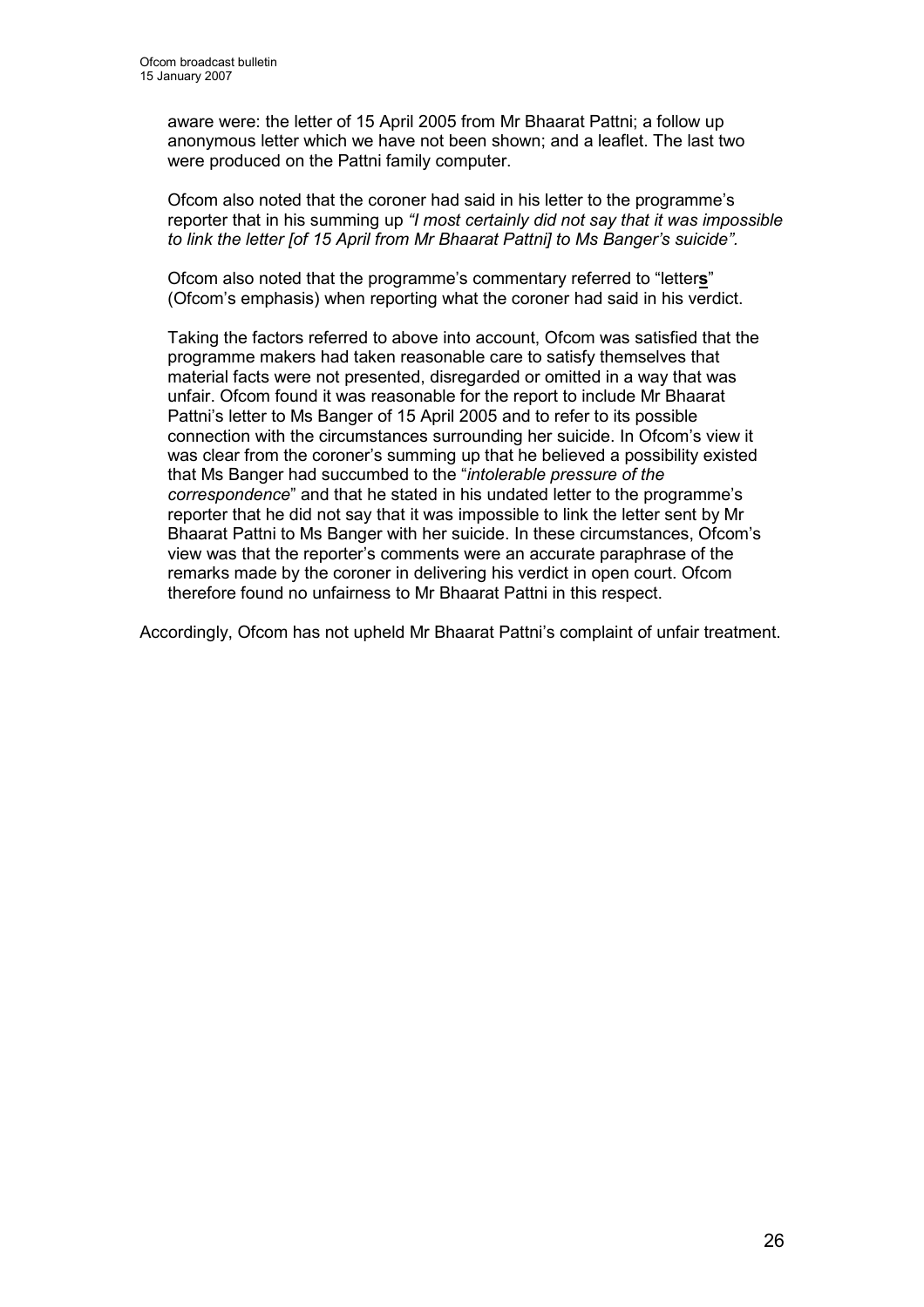aware were: the letter of 15 April 2005 from Mr Bhaarat Pattni; a follow up anonymous letter which we have not been shown; and a leaflet. The last two were produced on the Pattni family computer.

Ofcom also noted that the coroner had said in his letter to the programme's reporter that in his summing up *"I most certainly did not say that it was impossible to link the letter [of 15 April from Mr Bhaarat Pattni] to Ms Banger's suicide".*

Ofcom also noted that the programme's commentary referred to "letter**s**" (Ofcom's emphasis) when reporting what the coroner had said in his verdict.

Taking the factors referred to above into account, Ofcom was satisfied that the programme makers had taken reasonable care to satisfy themselves that material facts were not presented, disregarded or omitted in a way that was unfair. Ofcom found it was reasonable for the report to include Mr Bhaarat Pattni's letter to Ms Banger of 15 April 2005 and to refer to its possible connection with the circumstances surrounding her suicide. In Ofcom's view it was clear from the coroner's summing up that he believed a possibility existed that Ms Banger had succumbed to the "*intolerable pressure of the correspondence*" and that he stated in his undated letter to the programme's reporter that he did not say that it was impossible to link the letter sent by Mr Bhaarat Pattni to Ms Banger with her suicide. In these circumstances, Ofcom's view was that the reporter's comments were an accurate paraphrase of the remarks made by the coroner in delivering his verdict in open court. Ofcom therefore found no unfairness to Mr Bhaarat Pattni in this respect.

Accordingly, Ofcom has not upheld Mr Bhaarat Pattni's complaint of unfair treatment.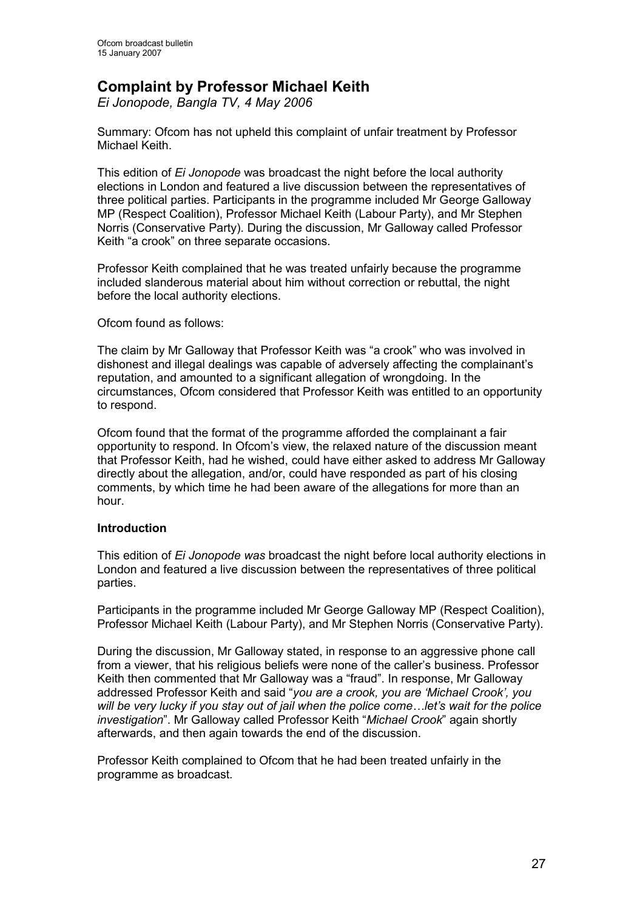## Complaint by Professor Michael Keith

*Ei Jonopode, Bangla TV, 4 May 2006*

Summary: Ofcom has not upheld this complaint of unfair treatment by Professor Michael Keith.

This edition of *Ei Jonopode* was broadcast the night before the local authority elections in London and featured a live discussion between the representatives of three political parties. Participants in the programme included Mr George Galloway MP (Respect Coalition), Professor Michael Keith (Labour Party), and Mr Stephen Norris (Conservative Party). During the discussion, Mr Galloway called Professor Keith "a crook" on three separate occasions.

Professor Keith complained that he was treated unfairly because the programme included slanderous material about him without correction or rebuttal, the night before the local authority elections.

Ofcom found as follows:

The claim by Mr Galloway that Professor Keith was "a crook" who was involved in dishonest and illegal dealings was capable of adversely affecting the complainant's reputation, and amounted to a significant allegation of wrongdoing. In the circumstances, Ofcom considered that Professor Keith was entitled to an opportunity to respond.

Ofcom found that the format of the programme afforded the complainant a fair opportunity to respond. In Ofcom's view, the relaxed nature of the discussion meant that Professor Keith, had he wished, could have either asked to address Mr Galloway directly about the allegation, and/or, could have responded as part of his closing comments, by which time he had been aware of the allegations for more than an hour.

**Introduction**

This edition of *Ei Jonopode was* broadcast the night before local authority elections in London and featured a live discussion between the representatives of three political parties.

Participants in the programme included Mr George Galloway MP (Respect Coalition), Professor Michael Keith (Labour Party), and Mr Stephen Norris (Conservative Party).

During the discussion, Mr Galloway stated, in response to an aggressive phone call from a viewer, that his religious beliefs were none of the caller's business. Professor Keith then commented that Mr Galloway was a "fraud". In response, Mr Galloway addressed Professor Keith and said "*you are a crook, you are 'Michael Crook', you will be very lucky if you stay out of jail when the police come…let's wait for the police investigation*". Mr Galloway called Professor Keith "*Michael Crook*" again shortly afterwards, and then again towards the end of the discussion.

Professor Keith complained to Ofcom that he had been treated unfairly in the programme as broadcast.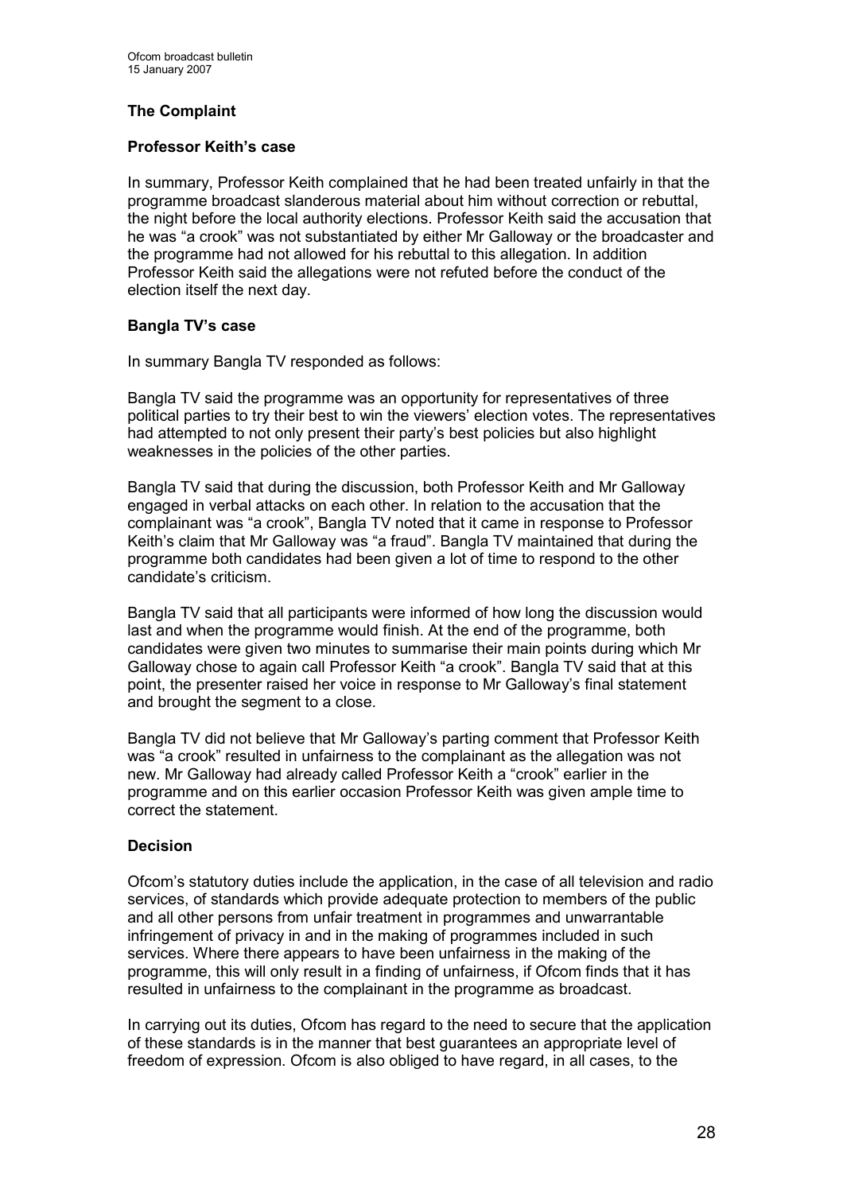### The Complaint

#### Professor Keith's case

In summary, Professor Keith complained that he had been treated unfairly in that the programme broadcast slanderous material about him without correction or rebuttal, the night before the local authority elections. Professor Keith said the accusation that he was "a crook" was not substantiated by either Mr Galloway or the broadcaster and the programme had not allowed for his rebuttal to this allegation. In addition Professor Keith said the allegations were not refuted before the conduct of the election itself the next day.

#### Bangla TV's case

In summary Bangla TV responded as follows:

Bangla TV said the programme was an opportunity for representatives of three political parties to try their best to win the viewers' election votes. The representatives had attempted to not only present their party's best policies but also highlight weaknesses in the policies of the other parties.

Bangla TV said that during the discussion, both Professor Keith and Mr Galloway engaged in verbal attacks on each other. In relation to the accusation that the complainant was "a crook", Bangla TV noted that it came in response to Professor Keith's claim that Mr Galloway was "a fraud". Bangla TV maintained that during the programme both candidates had been given a lot of time to respond to the other candidate's criticism.

Bangla TV said that all participants were informed of how long the discussion would last and when the programme would finish. At the end of the programme, both candidates were given two minutes to summarise their main points during which Mr Galloway chose to again call Professor Keith "a crook". Bangla TV said that at this point, the presenter raised her voice in response to Mr Galloway's final statement and brought the segment to a close.

Bangla TV did not believe that Mr Galloway's parting comment that Professor Keith was "a crook" resulted in unfairness to the complainant as the allegation was not new. Mr Galloway had already called Professor Keith a "crook" earlier in the programme and on this earlier occasion Professor Keith was given ample time to correct the statement.

### Decision

Ofcom's statutory duties include the application, in the case of all television and radio services, of standards which provide adequate protection to members of the public and all other persons from unfair treatment in programmes and unwarrantable infringement of privacy in and in the making of programmes included in such services. Where there appears to have been unfairness in the making of the programme, this will only result in a finding of unfairness, if Ofcom finds that it has resulted in unfairness to the complainant in the programme as broadcast.

In carrying out its duties, Ofcom has regard to the need to secure that the application of these standards is in the manner that best guarantees an appropriate level of freedom of expression. Ofcom is also obliged to have regard, in all cases, to the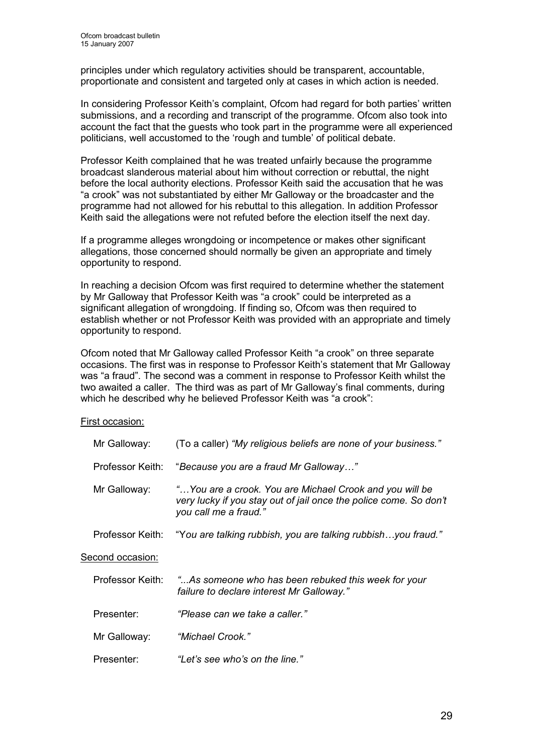principles under which regulatory activities should be transparent, accountable, proportionate and consistent and targeted only at cases in which action is needed.

In considering Professor Keith's complaint, Ofcom had regard for both parties' written submissions, and a recording and transcript of the programme. Ofcom also took into account the fact that the guests who took part in the programme were all experienced politicians, well accustomed to the 'rough and tumble' of political debate.

Professor Keith complained that he was treated unfairly because the programme broadcast slanderous material about him without correction or rebuttal, the night before the local authority elections. Professor Keith said the accusation that he was "a crook" was not substantiated by either Mr Galloway or the broadcaster and the programme had not allowed for his rebuttal to this allegation. In addition Professor Keith said the allegations were not refuted before the election itself the next day.

If a programme alleges wrongdoing or incompetence or makes other significant allegations, those concerned should normally be given an appropriate and timely opportunity to respond.

In reaching a decision Ofcom was first required to determine whether the statement by Mr Galloway that Professor Keith was "a crook" could be interpreted as a significant allegation of wrongdoing. If finding so, Ofcom was then required to establish whether or not Professor Keith was provided with an appropriate and timely opportunity to respond.

Ofcom noted that Mr Galloway called Professor Keith "a crook" on three separate occasions. The first was in response to Professor Keith's statement that Mr Galloway was "a fraud". The second was a comment in response to Professor Keith whilst the two awaited a caller. The third was as part of Mr Galloway's final comments, during which he described why he believed Professor Keith was "a crook":

First occasion:

Mr Galloway: (To a caller) *"My religious beliefs are none of your business."*

Professor Keith: "*Because you are a fraud Mr Galloway…"*

Mr Galloway: *"…You are a crook. You are Michael Crook and you will be very lucky if you stay out of jail once the police come. So don't you call me a fraud."*

Professor Keith: "*You are talking rubbish, you are talking rubbish…you fraud."*

Second occasion:

Professor Keith: *"...As someone who has been rebuked this week for your failure to declare interest Mr Galloway."*

Presenter: *"Please can we take a caller."*

Mr Galloway: *"Michael Crook."*

Presenter: *"Let's see who's on the line."*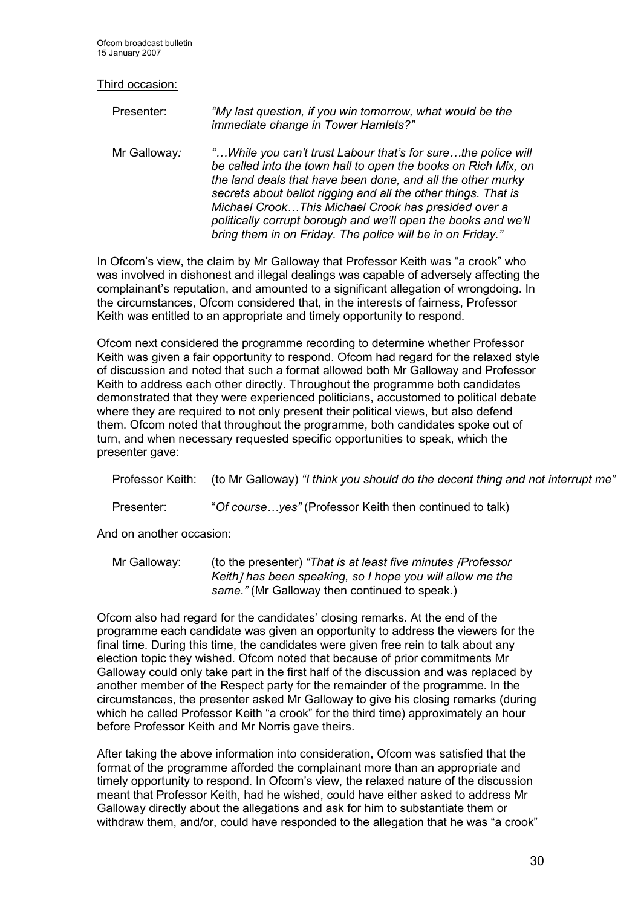Third occasion:

Presenter: *"My last question, if you win tomorrow, what would be the immediate change in Tower Hamlets?"*

Mr Galloway*:* *"…While you can't trust Labour that's for sure…the police will be called into the town hall to open the books on Rich Mix, on the land deals that have been done, and all the other murky secrets about ballot rigging and all the other things. That is Michael Crook…This Michael Crook has presided over a politically corrupt borough and we'll open the books and we'll bring them in on Friday. The police will be in on Friday."*

In Ofcom's view, the claim by Mr Galloway that Professor Keith was "a crook" who was involved in dishonest and illegal dealings was capable of adversely affecting the complainant's reputation, and amounted to a significant allegation of wrongdoing. In the circumstances, Ofcom considered that, in the interests of fairness, Professor Keith was entitled to an appropriate and timely opportunity to respond.

Ofcom next considered the programme recording to determine whether Professor Keith was given a fair opportunity to respond. Ofcom had regard for the relaxed style of discussion and noted that such a format allowed both Mr Galloway and Professor Keith to address each other directly. Throughout the programme both candidates demonstrated that they were experienced politicians, accustomed to political debate where they are required to not only present their political views, but also defend them. Ofcom noted that throughout the programme, both candidates spoke out of turn, and when necessary requested specific opportunities to speak, which the presenter gave:

Professor Keith: (to Mr Galloway) *"I think you should do the decent thing and not interrupt me"*

Presenter: "*Of course…yes"* (Professor Keith then continued to talk)

And on another occasion:

Mr Galloway: (to the presenter) *"That is at least five minutes [Professor Keith] has been speaking, so I hope you will allow me the same."* (Mr Galloway then continued to speak.)

Ofcom also had regard for the candidates' closing remarks. At the end of the programme each candidate was given an opportunity to address the viewers for the final time. During this time, the candidates were given free rein to talk about any election topic they wished. Ofcom noted that because of prior commitments Mr Galloway could only take part in the first half of the discussion and was replaced by another member of the Respect party for the remainder of the programme. In the circumstances, the presenter asked Mr Galloway to give his closing remarks (during which he called Professor Keith "a crook" for the third time) approximately an hour before Professor Keith and Mr Norris gave theirs.

After taking the above information into consideration, Ofcom was satisfied that the format of the programme afforded the complainant more than an appropriate and timely opportunity to respond. In Ofcom's view, the relaxed nature of the discussion meant that Professor Keith, had he wished, could have either asked to address Mr Galloway directly about the allegations and ask for him to substantiate them or withdraw them, and/or, could have responded to the allegation that he was "a crook"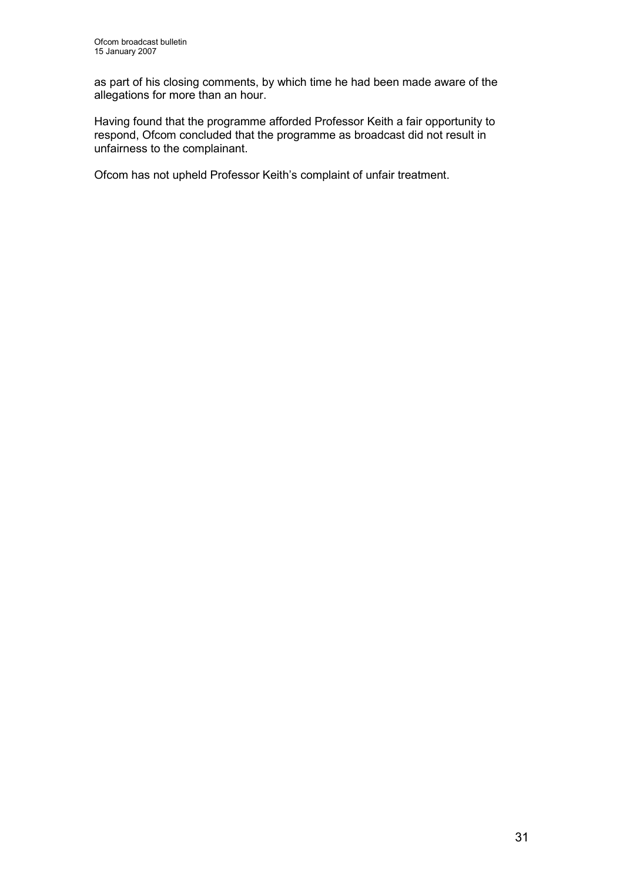as part of his closing comments, by which time he had been made aware of the allegations for more than an hour.

Having found that the programme afforded Professor Keith a fair opportunity to respond, Ofcom concluded that the programme as broadcast did not result in unfairness to the complainant.

Ofcom has not upheld Professor Keith's complaint of unfair treatment.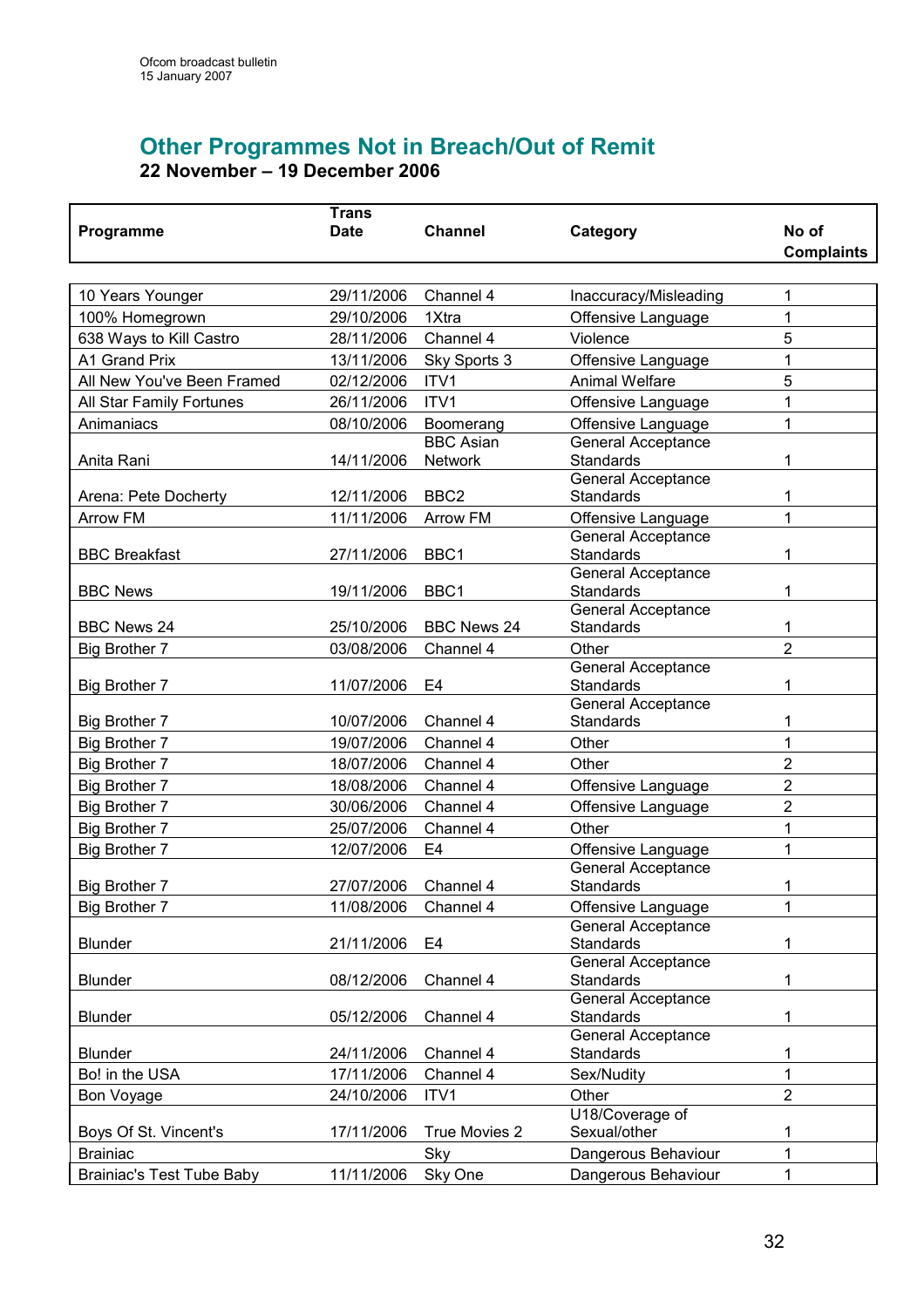## Other Programmes Not in Breach/Out of Remit

**22 November – 19 December 2006**

| Programme | Trans Date | Channel | Category | No of Complaints |
|---|---|---|---|---|
| 10 Years Younger | 29/11/2006 | Channel 4 | Inaccuracy/Misleading | 1 |
| 100% Homegrown | 29/10/2006 | 1Xtra | Offensive Language | 1 |
| 638 Ways to Kill Castro | 28/11/2006 | Channel 4 | Violence | 5 |
| A1 Grand Prix | 13/11/2006 | Sky Sports 3 | Offensive Language | 1 |
| All New You've Been Framed | 02/12/2006 | ITV1 | Animal Welfare | 5 |
| All Star Family Fortunes | 26/11/2006 | ITV1 | Offensive Language | 1 |
| Animaniacs | 08/10/2006 | Boomerang | Offensive Language | 1 |
| Anita Rani | 14/11/2006 | BBC Asian Network | General Acceptance Standards | 1 |
| Arena: Pete Docherty | 12/11/2006 | BBC2 | General Acceptance Standards | 1 |
| Arrow FM | 11/11/2006 | Arrow FM | Offensive Language | 1 |
| BBC Breakfast | 27/11/2006 | BBC1 | General Acceptance Standards | 1 |
| BBC News | 19/11/2006 | BBC1 | General Acceptance Standards | 1 |
| BBC News 24 | 25/10/2006 | BBC News 24 | General Acceptance Standards | 1 |
| Big Brother 7 | 03/08/2006 | Channel 4 | Other | 2 |
| Big Brother 7 | 11/07/2006 | E4 | General Acceptance Standards | 1 |
| Big Brother 7 | 10/07/2006 | Channel 4 | General Acceptance Standards | 1 |
| Big Brother 7 | 19/07/2006 | Channel 4 | Other | 1 |
| Big Brother 7 | 18/07/2006 | Channel 4 | Other | 2 |
| Big Brother 7 | 18/08/2006 | Channel 4 | Offensive Language | 2 |
| Big Brother 7 | 30/06/2006 | Channel 4 | Offensive Language | 2 |
| Big Brother 7 | 25/07/2006 | Channel 4 | Other | 1 |
| Big Brother 7 | 12/07/2006 | E4 | Offensive Language | 1 |
| Big Brother 7 | 27/07/2006 | Channel 4 | General Acceptance Standards | 1 |
| Big Brother 7 | 11/08/2006 | Channel 4 | Offensive Language | 1 |
| Blunder | 21/11/2006 | E4 | General Acceptance Standards | 1 |
| Blunder | 08/12/2006 | Channel 4 | General Acceptance Standards | 1 |
| Blunder | 05/12/2006 | Channel 4 | General Acceptance Standards | 1 |
| Blunder | 24/11/2006 | Channel 4 | General Acceptance Standards | 1 |
| Bo! in the USA | 17/11/2006 | Channel 4 | Sex/Nudity | 1 |
| Bon Voyage | 24/10/2006 | ITV1 | Other | 2 |
| Boys Of St. Vincent's | 17/11/2006 | True Movies 2 | U18/Coverage of Sexual/other | 1 |
| Brainiac | | Sky | Dangerous Behaviour | 1 |
| Brainiac's Test Tube Baby | 11/11/2006 | Sky One | Dangerous Behaviour | 1 |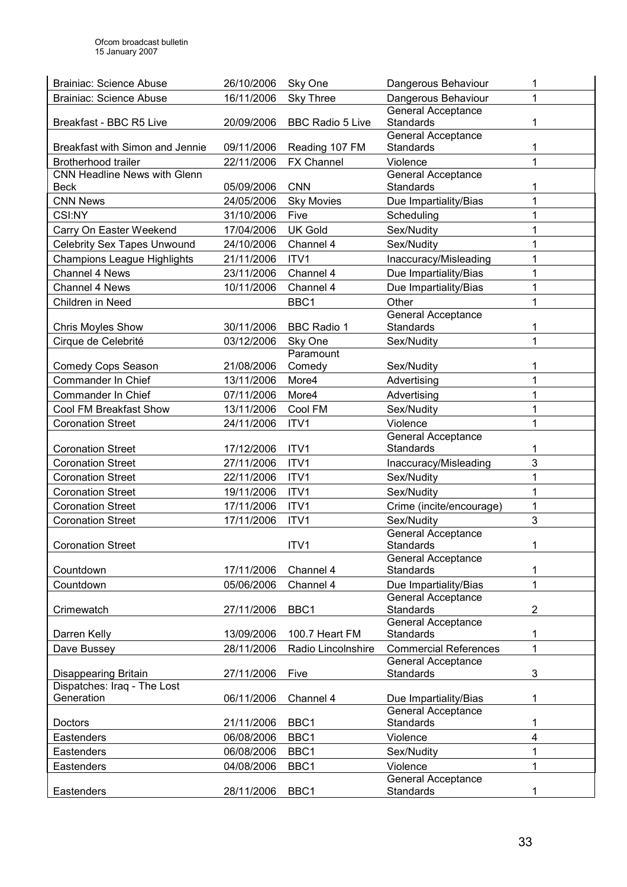| | | | | |
|---|---|---|---|---|
| Brainiac: Science Abuse | 26/10/2006 | Sky One | Dangerous Behaviour | 1 |
| Brainiac: Science Abuse | 16/11/2006 | Sky Three | Dangerous Behaviour | 1 |
| Breakfast - BBC R5 Live | 20/09/2006 | BBC Radio 5 Live | General Acceptance Standards | 1 |
| Breakfast with Simon and Jennie | 09/11/2006 | Reading 107 FM | General Acceptance Standards | 1 |
| Brotherhood trailer | 22/11/2006 | FX Channel | Violence | 1 |
| CNN Headline News with Glenn Beck | 05/09/2006 | CNN | General Acceptance Standards | 1 |
| CNN News | 24/05/2006 | Sky Movies | Due Impartiality/Bias | 1 |
| CSI:NY | 31/10/2006 | Five | Scheduling | 1 |
| Carry On Easter Weekend | 17/04/2006 | UK Gold | Sex/Nudity | 1 |
| Celebrity Sex Tapes Unwound | 24/10/2006 | Channel 4 | Sex/Nudity | 1 |
| Champions League Highlights | 21/11/2006 | ITV1 | Inaccuracy/Misleading | 1 |
| Channel 4 News | 23/11/2006 | Channel 4 | Due Impartiality/Bias | 1 |
| Channel 4 News | 10/11/2006 | Channel 4 | Due Impartiality/Bias | 1 |
| Children in Need | | BBC1 | Other | 1 |
| Chris Moyles Show | 30/11/2006 | BBC Radio 1 | General Acceptance Standards | 1 |
| Cirque de Celebrité | 03/12/2006 | Sky One | Sex/Nudity | 1 |
| Comedy Cops Season | 21/08/2006 | Paramount Comedy | Sex/Nudity | 1 |
| Commander In Chief | 13/11/2006 | More4 | Advertising | 1 |
| Commander In Chief | 07/11/2006 | More4 | Advertising | 1 |
| Cool FM Breakfast Show | 13/11/2006 | Cool FM | Sex/Nudity | 1 |
| Coronation Street | 24/11/2006 | ITV1 | Violence | 1 |
| Coronation Street | 17/12/2006 | ITV1 | General Acceptance Standards | 1 |
| Coronation Street | 27/11/2006 | ITV1 | Inaccuracy/Misleading | 3 |
| Coronation Street | 22/11/2006 | ITV1 | Sex/Nudity | 1 |
| Coronation Street | 19/11/2006 | ITV1 | Sex/Nudity | 1 |
| Coronation Street | 17/11/2006 | ITV1 | Crime (incite/encourage) | 1 |
| Coronation Street | 17/11/2006 | ITV1 | Sex/Nudity | 3 |
| Coronation Street | | ITV1 | General Acceptance Standards | 1 |
| Countdown | 17/11/2006 | Channel 4 | General Acceptance Standards | 1 |
| Countdown | 05/06/2006 | Channel 4 | Due Impartiality/Bias | 1 |
| Crimewatch | 27/11/2006 | BBC1 | General Acceptance Standards | 2 |
| Darren Kelly | 13/09/2006 | 100.7 Heart FM | General Acceptance Standards | 1 |
| Dave Bussey | 28/11/2006 | Radio Lincolnshire | Commercial References | 1 |
| Disappearing Britain | 27/11/2006 | Five | General Acceptance Standards | 3 |
| Dispatches: Iraq - The Lost Generation | 06/11/2006 | Channel 4 | Due Impartiality/Bias | 1 |
| Doctors | 21/11/2006 | BBC1 | General Acceptance Standards | 1 |
| Eastenders | 06/08/2006 | BBC1 | Violence | 4 |
| Eastenders | 06/08/2006 | BBC1 | Sex/Nudity | 1 |
| Eastenders | 04/08/2006 | BBC1 | Violence | 1 |
| Eastenders | 28/11/2006 | BBC1 | General Acceptance Standards | 1 |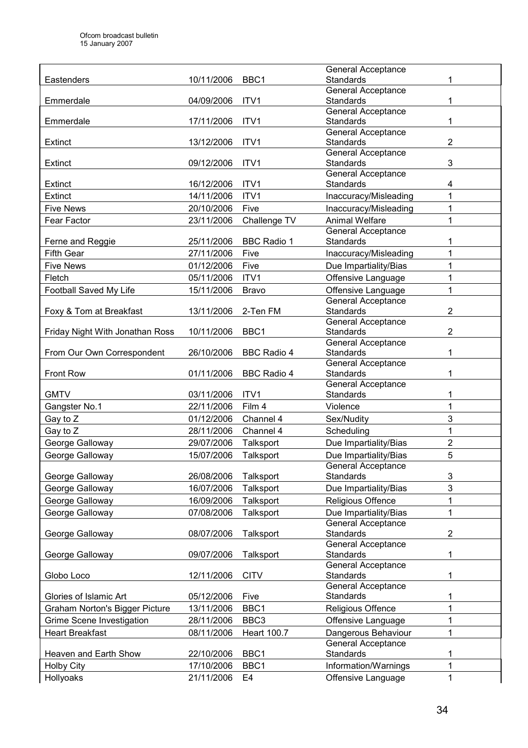| Eastenders | 10/11/2006 | BBC1 | General Acceptance Standards | 1 |
|---|---|---|---|---|
| Emmerdale | 04/09/2006 | ITV1 | General Acceptance Standards | 1 |
| Emmerdale | 17/11/2006 | ITV1 | General Acceptance Standards | 1 |
| Extinct | 13/12/2006 | ITV1 | General Acceptance Standards | 2 |
| Extinct | 09/12/2006 | ITV1 | General Acceptance Standards | 3 |
| Extinct | 16/12/2006 | ITV1 | General Acceptance Standards | 4 |
| Extinct | 14/11/2006 | ITV1 | Inaccuracy/Misleading | 1 |
| Five News | 20/10/2006 | Five | Inaccuracy/Misleading | 1 |
| Fear Factor | 23/11/2006 | Challenge TV | Animal Welfare | 1 |
| Ferne and Reggie | 25/11/2006 | BBC Radio 1 | General Acceptance Standards | 1 |
| Fifth Gear | 27/11/2006 | Five | Inaccuracy/Misleading | 1 |
| Five News | 01/12/2006 | Five | Due Impartiality/Bias | 1 |
| Fletch | 05/11/2006 | ITV1 | Offensive Language | 1 |
| Football Saved My Life | 15/11/2006 | Bravo | Offensive Language | 1 |
| Foxy & Tom at Breakfast | 13/11/2006 | 2-Ten FM | General Acceptance Standards | 2 |
| Friday Night With Jonathan Ross | 10/11/2006 | BBC1 | General Acceptance Standards | 2 |
| From Our Own Correspondent | 26/10/2006 | BBC Radio 4 | General Acceptance Standards | 1 |
| Front Row | 01/11/2006 | BBC Radio 4 | General Acceptance Standards | 1 |
| GMTV | 03/11/2006 | ITV1 | General Acceptance Standards | 1 |
| Gangster No.1 | 22/11/2006 | Film 4 | Violence | 1 |
| Gay to Z | 01/12/2006 | Channel 4 | Sex/Nudity | 3 |
| Gay to Z | 28/11/2006 | Channel 4 | Scheduling | 1 |
| George Galloway | 29/07/2006 | Talksport | Due Impartiality/Bias | 2 |
| George Galloway | 15/07/2006 | Talksport | Due Impartiality/Bias | 5 |
| George Galloway | 26/08/2006 | Talksport | General Acceptance Standards | 3 |
| George Galloway | 16/07/2006 | Talksport | Due Impartiality/Bias | 3 |
| George Galloway | 16/09/2006 | Talksport | Religious Offence | 1 |
| George Galloway | 07/08/2006 | Talksport | Due Impartiality/Bias | 1 |
| George Galloway | 08/07/2006 | Talksport | General Acceptance Standards | 2 |
| George Galloway | 09/07/2006 | Talksport | General Acceptance Standards | 1 |
| Globo Loco | 12/11/2006 | CITV | General Acceptance Standards | 1 |
| Glories of Islamic Art | 05/12/2006 | Five | General Acceptance Standards | 1 |
| Graham Norton's Bigger Picture | 13/11/2006 | BBC1 | Religious Offence | 1 |
| Grime Scene Investigation | 28/11/2006 | BBC3 | Offensive Language | 1 |
| Heart Breakfast | 08/11/2006 | Heart 100.7 | Dangerous Behaviour | 1 |
| Heaven and Earth Show | 22/10/2006 | BBC1 | General Acceptance Standards | 1 |
| Holby City | 17/10/2006 | BBC1 | Information/Warnings | 1 |
| Hollyoaks | 21/11/2006 | E4 | Offensive Language | 1 |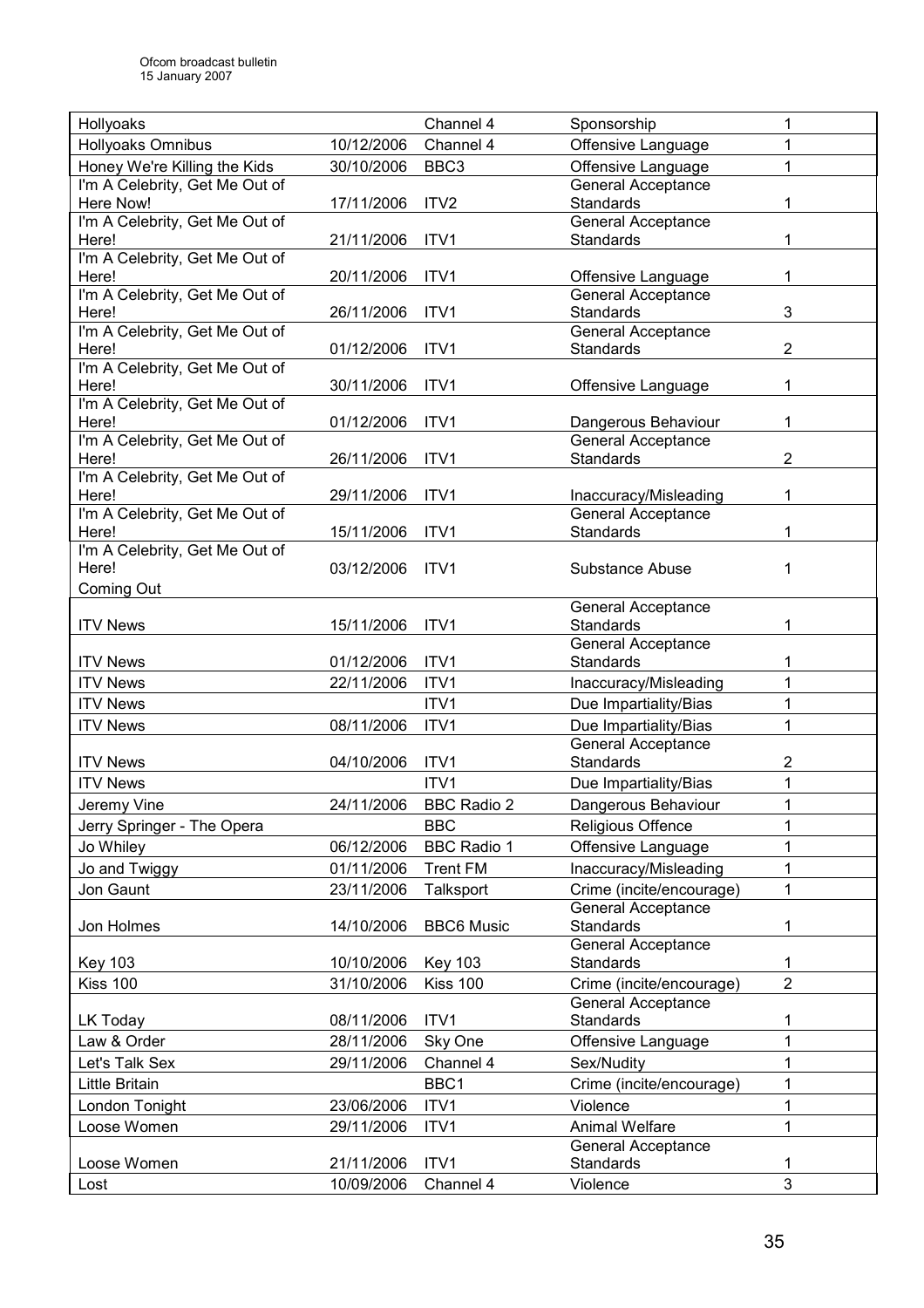| | | | | |
|---|---|---|---|---|
| Hollyoaks | | Channel 4 | Sponsorship | 1 |
| Hollyoaks Omnibus | 10/12/2006 | Channel 4 | Offensive Language | 1 |
| Honey We're Killing the Kids | 30/10/2006 | BBC3 | Offensive Language | 1 |
| I'm A Celebrity, Get Me Out of Here Now! | 17/11/2006 | ITV2 | General Acceptance Standards | 1 |
| I'm A Celebrity, Get Me Out of Here! | 21/11/2006 | ITV1 | General Acceptance Standards | 1 |
| I'm A Celebrity, Get Me Out of Here! | 20/11/2006 | ITV1 | Offensive Language | 1 |
| I'm A Celebrity, Get Me Out of Here! | 26/11/2006 | ITV1 | General Acceptance Standards | 3 |
| I'm A Celebrity, Get Me Out of Here! | 01/12/2006 | ITV1 | General Acceptance Standards | 2 |
| I'm A Celebrity, Get Me Out of Here! | 30/11/2006 | ITV1 | Offensive Language | 1 |
| I'm A Celebrity, Get Me Out of Here! | 01/12/2006 | ITV1 | Dangerous Behaviour | 1 |
| I'm A Celebrity, Get Me Out of Here! | 26/11/2006 | ITV1 | General Acceptance Standards | 2 |
| I'm A Celebrity, Get Me Out of Here! | 29/11/2006 | ITV1 | Inaccuracy/Misleading | 1 |
| I'm A Celebrity, Get Me Out of Here! | 15/11/2006 | ITV1 | General Acceptance Standards | 1 |
| I'm A Celebrity, Get Me Out of Here! Coming Out | 03/12/2006 | ITV1 | Substance Abuse | 1 |
| ITV News | 15/11/2006 | ITV1 | General Acceptance Standards | 1 |
| ITV News | 01/12/2006 | ITV1 | General Acceptance Standards | 1 |
| ITV News | 22/11/2006 | ITV1 | Inaccuracy/Misleading | 1 |
| ITV News | | ITV1 | Due Impartiality/Bias | 1 |
| ITV News | 08/11/2006 | ITV1 | Due Impartiality/Bias | 1 |
| ITV News | 04/10/2006 | ITV1 | General Acceptance Standards | 2 |
| ITV News | | ITV1 | Due Impartiality/Bias | 1 |
| Jeremy Vine | 24/11/2006 | BBC Radio 2 | Dangerous Behaviour | 1 |
| Jerry Springer - The Opera | | BBC | Religious Offence | 1 |
| Jo Whiley | 06/12/2006 | BBC Radio 1 | Offensive Language | 1 |
| Jo and Twiggy | 01/11/2006 | Trent FM | Inaccuracy/Misleading | 1 |
| Jon Gaunt | 23/11/2006 | Talksport | Crime (incite/encourage) | 1 |
| Jon Holmes | 14/10/2006 | BBC6 Music | General Acceptance Standards | 1 |
| Key 103 | 10/10/2006 | Key 103 | General Acceptance Standards | 1 |
| Kiss 100 | 31/10/2006 | Kiss 100 | Crime (incite/encourage) | 2 |
| LK Today | 08/11/2006 | ITV1 | General Acceptance Standards | 1 |
| Law & Order | 28/11/2006 | Sky One | Offensive Language | 1 |
| Let's Talk Sex | 29/11/2006 | Channel 4 | Sex/Nudity | 1 |
| Little Britain | | BBC1 | Crime (incite/encourage) | 1 |
| London Tonight | 23/06/2006 | ITV1 | Violence | 1 |
| Loose Women | 29/11/2006 | ITV1 | Animal Welfare | 1 |
| Loose Women | 21/11/2006 | ITV1 | General Acceptance Standards | 1 |
| Lost | 10/09/2006 | Channel 4 | Violence | 3 |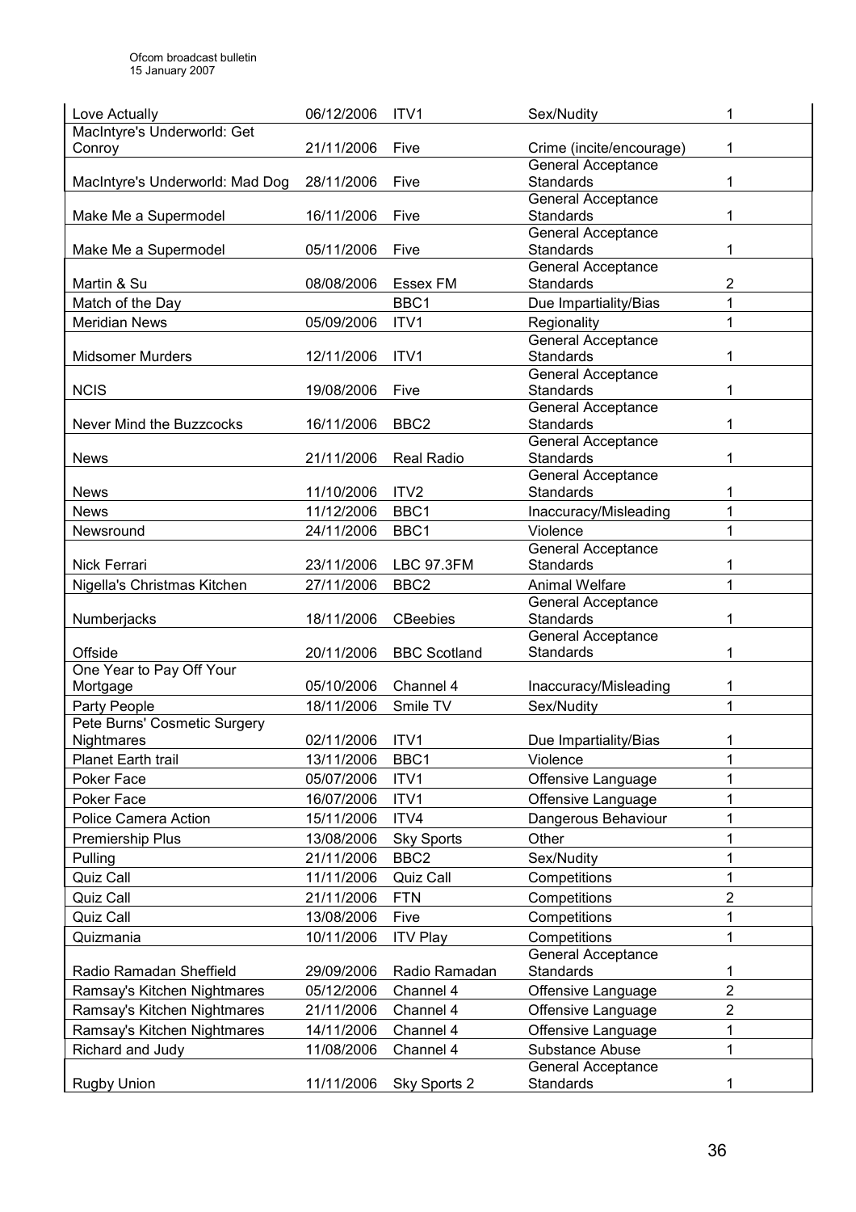| | | | | |
|---|---|---|---|---|
| Love Actually | 06/12/2006 | ITV1 | Sex/Nudity | 1 |
| MacIntyre's Underworld: Get Conroy | 21/11/2006 | Five | Crime (incite/encourage) | 1 |
| MacIntyre's Underworld: Mad Dog | 28/11/2006 | Five | General Acceptance Standards | 1 |
| Make Me a Supermodel | 16/11/2006 | Five | General Acceptance Standards | 1 |
| Make Me a Supermodel | 05/11/2006 | Five | General Acceptance Standards | 1 |
| Martin & Su | 08/08/2006 | Essex FM | General Acceptance Standards | 2 |
| Match of the Day | | BBC1 | Due Impartiality/Bias | 1 |
| Meridian News | 05/09/2006 | ITV1 | Regionality | 1 |
| Midsomer Murders | 12/11/2006 | ITV1 | General Acceptance Standards | 1 |
| NCIS | 19/08/2006 | Five | General Acceptance Standards | 1 |
| Never Mind the Buzzcocks | 16/11/2006 | BBC2 | General Acceptance Standards | 1 |
| News | 21/11/2006 | Real Radio | General Acceptance Standards | 1 |
| News | 11/10/2006 | ITV2 | General Acceptance Standards | 1 |
| News | 11/12/2006 | BBC1 | Inaccuracy/Misleading | 1 |
| Newsround | 24/11/2006 | BBC1 | Violence | 1 |
| Nick Ferrari | 23/11/2006 | LBC 97.3FM | General Acceptance Standards | 1 |
| Nigella's Christmas Kitchen | 27/11/2006 | BBC2 | Animal Welfare | 1 |
| Numberjacks | 18/11/2006 | CBeebies | General Acceptance Standards | 1 |
| Offside | 20/11/2006 | BBC Scotland | General Acceptance Standards | 1 |
| One Year to Pay Off Your Mortgage | 05/10/2006 | Channel 4 | Inaccuracy/Misleading | 1 |
| Party People | 18/11/2006 | Smile TV | Sex/Nudity | 1 |
| Pete Burns' Cosmetic Surgery Nightmares | 02/11/2006 | ITV1 | Due Impartiality/Bias | 1 |
| Planet Earth trail | 13/11/2006 | BBC1 | Violence | 1 |
| Poker Face | 05/07/2006 | ITV1 | Offensive Language | 1 |
| Poker Face | 16/07/2006 | ITV1 | Offensive Language | 1 |
| Police Camera Action | 15/11/2006 | ITV4 | Dangerous Behaviour | 1 |
| Premiership Plus | 13/08/2006 | Sky Sports | Other | 1 |
| Pulling | 21/11/2006 | BBC2 | Sex/Nudity | 1 |
| Quiz Call | 11/11/2006 | Quiz Call | Competitions | 1 |
| Quiz Call | 21/11/2006 | FTN | Competitions | 2 |
| Quiz Call | 13/08/2006 | Five | Competitions | 1 |
| Quizmania | 10/11/2006 | ITV Play | Competitions | 1 |
| Radio Ramadan Sheffield | 29/09/2006 | Radio Ramadan | General Acceptance Standards | 1 |
| Ramsay's Kitchen Nightmares | 05/12/2006 | Channel 4 | Offensive Language | 2 |
| Ramsay's Kitchen Nightmares | 21/11/2006 | Channel 4 | Offensive Language | 2 |
| Ramsay's Kitchen Nightmares | 14/11/2006 | Channel 4 | Offensive Language | 1 |
| Richard and Judy | 11/08/2006 | Channel 4 | Substance Abuse | 1 |
| Rugby Union | 11/11/2006 | Sky Sports 2 | General Acceptance Standards | 1 |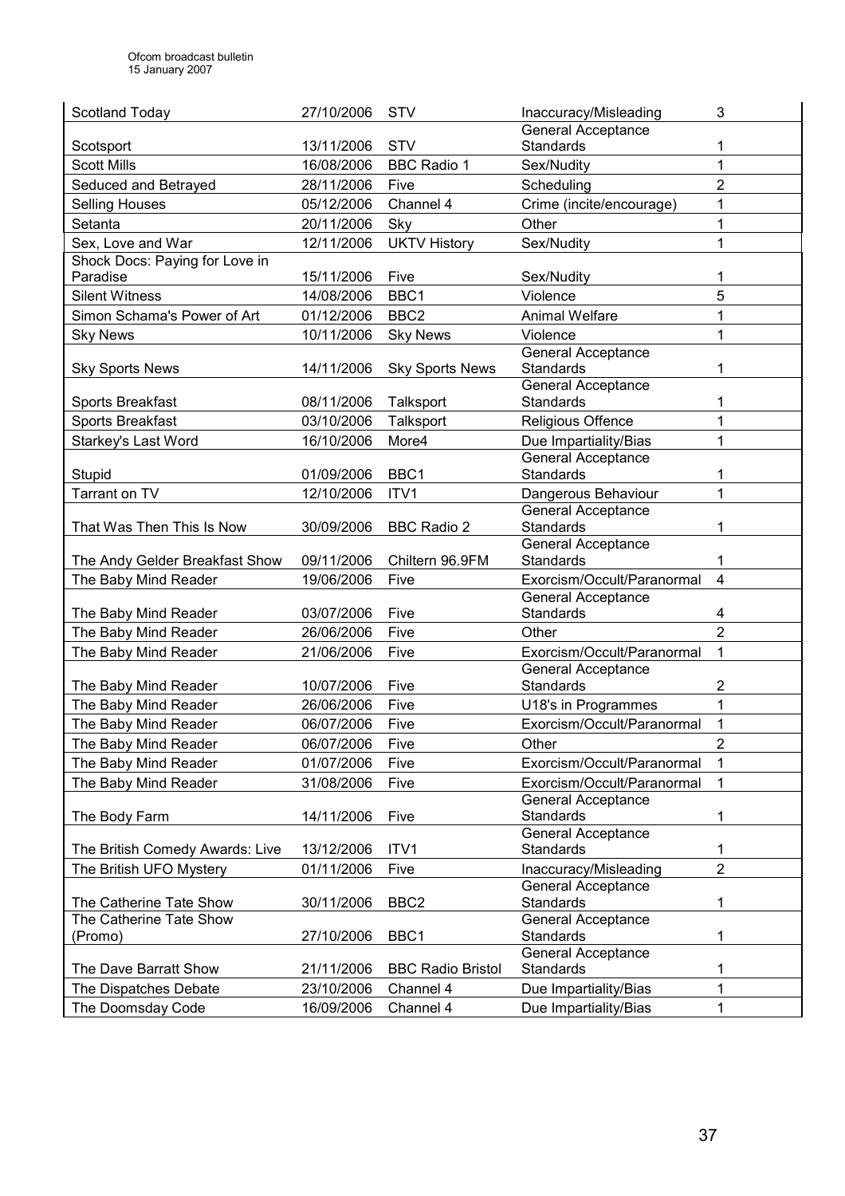| Scotland Today | 27/10/2006 | STV | Inaccuracy/Misleading | 3 |
|---|---|---|---|---|
| Scotsport | 13/11/2006 | STV | General Acceptance Standards | 1 |
| Scott Mills | 16/08/2006 | BBC Radio 1 | Sex/Nudity | 1 |
| Seduced and Betrayed | 28/11/2006 | Five | Scheduling | 2 |
| Selling Houses | 05/12/2006 | Channel 4 | Crime (incite/encourage) | 1 |
| Setanta | 20/11/2006 | Sky | Other | 1 |
| Sex, Love and War | 12/11/2006 | UKTV History | Sex/Nudity | 1 |
| Shock Docs: Paying for Love in Paradise | 15/11/2006 | Five | Sex/Nudity | 1 |
| Silent Witness | 14/08/2006 | BBC1 | Violence | 5 |
| Simon Schama's Power of Art | 01/12/2006 | BBC2 | Animal Welfare | 1 |
| Sky News | 10/11/2006 | Sky News | Violence | 1 |
| Sky Sports News | 14/11/2006 | Sky Sports News | General Acceptance Standards | 1 |
| Sports Breakfast | 08/11/2006 | Talksport | General Acceptance Standards | 1 |
| Sports Breakfast | 03/10/2006 | Talksport | Religious Offence | 1 |
| Starkey's Last Word | 16/10/2006 | More4 | Due Impartiality/Bias | 1 |
| Stupid | 01/09/2006 | BBC1 | General Acceptance Standards | 1 |
| Tarrant on TV | 12/10/2006 | ITV1 | Dangerous Behaviour | 1 |
| That Was Then This Is Now | 30/09/2006 | BBC Radio 2 | General Acceptance Standards | 1 |
| The Andy Gelder Breakfast Show | 09/11/2006 | Chiltern 96.9FM | General Acceptance Standards | 1 |
| The Baby Mind Reader | 19/06/2006 | Five | Exorcism/Occult/Paranormal | 4 |
| The Baby Mind Reader | 03/07/2006 | Five | General Acceptance Standards | 4 |
| The Baby Mind Reader | 26/06/2006 | Five | Other | 2 |
| The Baby Mind Reader | 21/06/2006 | Five | Exorcism/Occult/Paranormal | 1 |
| The Baby Mind Reader | 10/07/2006 | Five | General Acceptance Standards | 2 |
| The Baby Mind Reader | 26/06/2006 | Five | U18's in Programmes | 1 |
| The Baby Mind Reader | 06/07/2006 | Five | Exorcism/Occult/Paranormal | 1 |
| The Baby Mind Reader | 06/07/2006 | Five | Other | 2 |
| The Baby Mind Reader | 01/07/2006 | Five | Exorcism/Occult/Paranormal | 1 |
| The Baby Mind Reader | 31/08/2006 | Five | Exorcism/Occult/Paranormal | 1 |
| The Body Farm | 14/11/2006 | Five | General Acceptance Standards | 1 |
| The British Comedy Awards: Live | 13/12/2006 | ITV1 | General Acceptance Standards | 1 |
| The British UFO Mystery | 01/11/2006 | Five | Inaccuracy/Misleading | 2 |
| The Catherine Tate Show | 30/11/2006 | BBC2 | General Acceptance Standards | 1 |
| The Catherine Tate Show (Promo) | 27/10/2006 | BBC1 | General Acceptance Standards | 1 |
| The Dave Barratt Show | 21/11/2006 | BBC Radio Bristol | General Acceptance Standards | 1 |
| The Dispatches Debate | 23/10/2006 | Channel 4 | Due Impartiality/Bias | 1 |
| The Doomsday Code | 16/09/2006 | Channel 4 | Due Impartiality/Bias | 1 |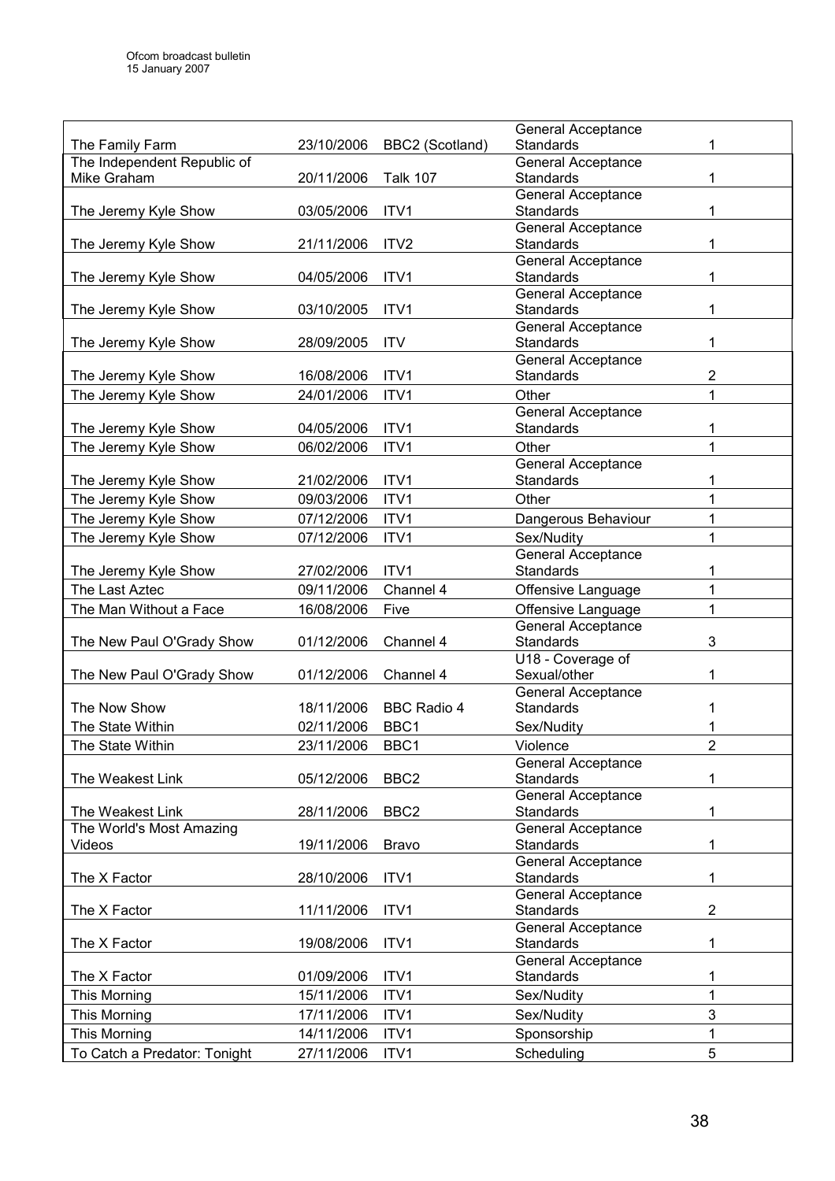| | | | | |
|---|---|---|---|---|
| The Family Farm | 23/10/2006 | BBC2 (Scotland) | General Acceptance Standards | 1 |
| The Independent Republic of Mike Graham | 20/11/2006 | Talk 107 | General Acceptance Standards | 1 |
| The Jeremy Kyle Show | 03/05/2006 | ITV1 | General Acceptance Standards | 1 |
| The Jeremy Kyle Show | 21/11/2006 | ITV2 | General Acceptance Standards | 1 |
| The Jeremy Kyle Show | 04/05/2006 | ITV1 | General Acceptance Standards | 1 |
| The Jeremy Kyle Show | 03/10/2005 | ITV1 | General Acceptance Standards | 1 |
| The Jeremy Kyle Show | 28/09/2005 | ITV | General Acceptance Standards | 1 |
| The Jeremy Kyle Show | 16/08/2006 | ITV1 | General Acceptance Standards | 2 |
| The Jeremy Kyle Show | 24/01/2006 | ITV1 | Other | 1 |
| The Jeremy Kyle Show | 04/05/2006 | ITV1 | General Acceptance Standards | 1 |
| The Jeremy Kyle Show | 06/02/2006 | ITV1 | Other | 1 |
| The Jeremy Kyle Show | 21/02/2006 | ITV1 | General Acceptance Standards | 1 |
| The Jeremy Kyle Show | 09/03/2006 | ITV1 | Other | 1 |
| The Jeremy Kyle Show | 07/12/2006 | ITV1 | Dangerous Behaviour | 1 |
| The Jeremy Kyle Show | 07/12/2006 | ITV1 | Sex/Nudity | 1 |
| The Jeremy Kyle Show | 27/02/2006 | ITV1 | General Acceptance Standards | 1 |
| The Last Aztec | 09/11/2006 | Channel 4 | Offensive Language | 1 |
| The Man Without a Face | 16/08/2006 | Five | Offensive Language | 1 |
| The New Paul O'Grady Show | 01/12/2006 | Channel 4 | General Acceptance Standards | 3 |
| The New Paul O'Grady Show | 01/12/2006 | Channel 4 | U18 - Coverage of Sexual/other | 1 |
| The Now Show | 18/11/2006 | BBC Radio 4 | General Acceptance Standards | 1 |
| The State Within | 02/11/2006 | BBC1 | Sex/Nudity | 1 |
| The State Within | 23/11/2006 | BBC1 | Violence | 2 |
| The Weakest Link | 05/12/2006 | BBC2 | General Acceptance Standards | 1 |
| The Weakest Link | 28/11/2006 | BBC2 | General Acceptance Standards | 1 |
| The World's Most Amazing Videos | 19/11/2006 | Bravo | General Acceptance Standards | 1 |
| The X Factor | 28/10/2006 | ITV1 | General Acceptance Standards | 1 |
| The X Factor | 11/11/2006 | ITV1 | General Acceptance Standards | 2 |
| The X Factor | 19/08/2006 | ITV1 | General Acceptance Standards | 1 |
| The X Factor | 01/09/2006 | ITV1 | General Acceptance Standards | 1 |
| This Morning | 15/11/2006 | ITV1 | Sex/Nudity | 1 |
| This Morning | 17/11/2006 | ITV1 | Sex/Nudity | 3 |
| This Morning | 14/11/2006 | ITV1 | Sponsorship | 1 |
| To Catch a Predator: Tonight | 27/11/2006 | ITV1 | Scheduling | 5 |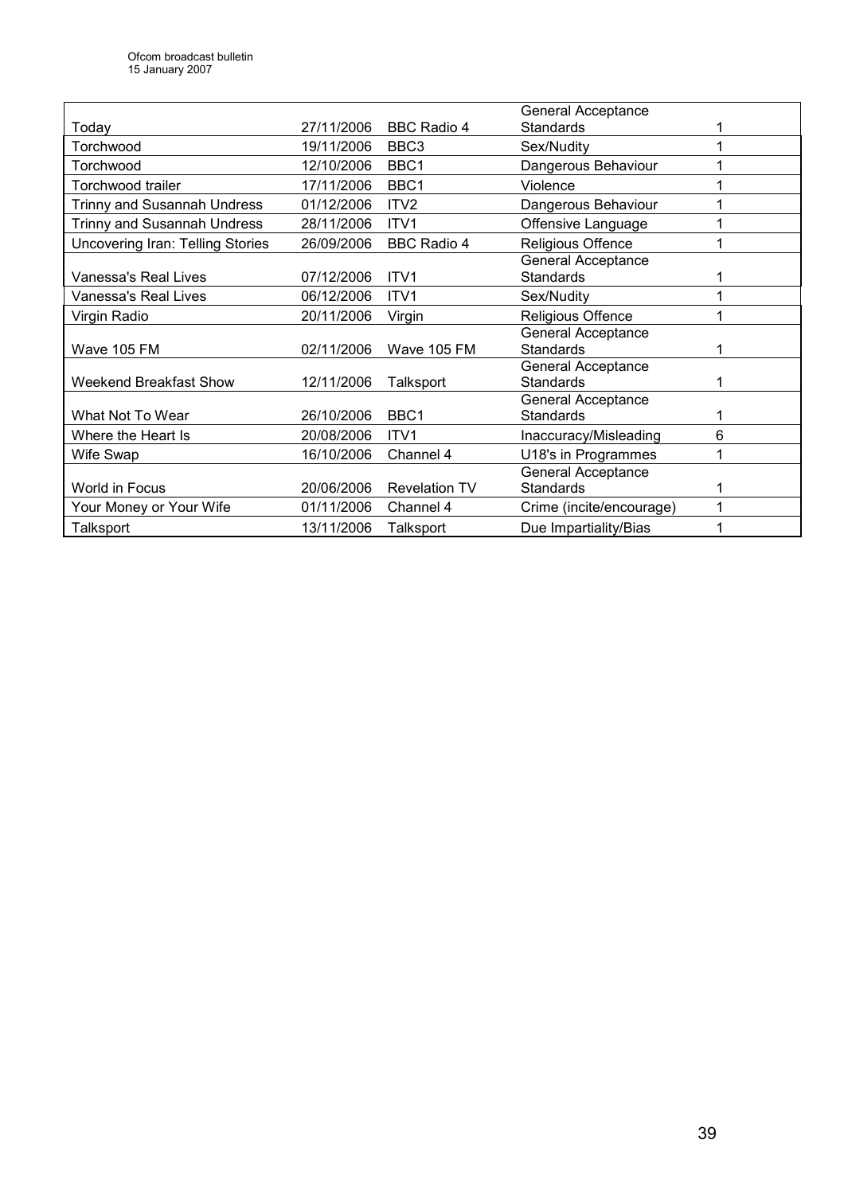| | | | | |
|---|---|---|---|---|
| Today | 27/11/2006 | BBC Radio 4 | General Acceptance Standards | 1 |
| Torchwood | 19/11/2006 | BBC3 | Sex/Nudity | 1 |
| Torchwood | 12/10/2006 | BBC1 | Dangerous Behaviour | 1 |
| Torchwood trailer | 17/11/2006 | BBC1 | Violence | 1 |
| Trinny and Susannah Undress | 01/12/2006 | ITV2 | Dangerous Behaviour | 1 |
| Trinny and Susannah Undress | 28/11/2006 | ITV1 | Offensive Language | 1 |
| Uncovering Iran: Telling Stories | 26/09/2006 | BBC Radio 4 | Religious Offence | 1 |
| Vanessa's Real Lives | 07/12/2006 | ITV1 | General Acceptance Standards | 1 |
| Vanessa's Real Lives | 06/12/2006 | ITV1 | Sex/Nudity | 1 |
| Virgin Radio | 20/11/2006 | Virgin | Religious Offence | 1 |
| Wave 105 FM | 02/11/2006 | Wave 105 FM | General Acceptance Standards | 1 |
| Weekend Breakfast Show | 12/11/2006 | Talksport | General Acceptance Standards | 1 |
| What Not To Wear | 26/10/2006 | BBC1 | General Acceptance Standards | 1 |
| Where the Heart Is | 20/08/2006 | ITV1 | Inaccuracy/Misleading | 6 |
| Wife Swap | 16/10/2006 | Channel 4 | U18's in Programmes | 1 |
| World in Focus | 20/06/2006 | Revelation TV | General Acceptance Standards | 1 |
| Your Money or Your Wife | 01/11/2006 | Channel 4 | Crime (incite/encourage) | 1 |
| Talksport | 13/11/2006 | Talksport | Due Impartiality/Bias | 1 |